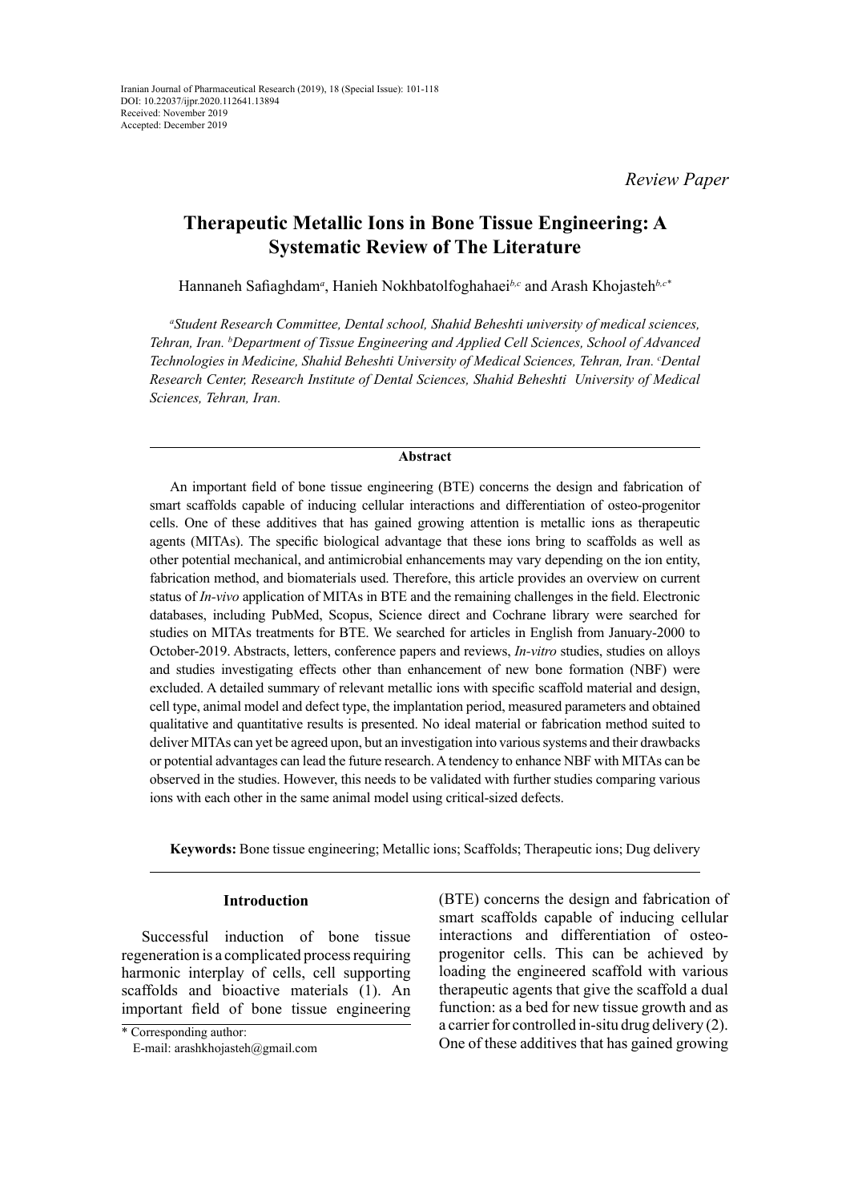Iranian Journal of Pharmaceutical Research (2019), 18 (Special Issue): 101-118
DOI: 10.22037/ijpr.2020.112641.13894
Received: November 2019
Accepted: December 2019

*Review Paper*

# Therapeutic Metallic Ions in Bone Tissue Engineering: A Systematic Review of The Literature

Hannaneh Safiaghdam[a], Hanieh Nokhbatolfoghahaei[b,c] and Arash Khojasteh[b,c]*

[a]*Student Research Committee, Dental school, Shahid Beheshti university of medical sciences, Tehran, Iran.* [b]*Department of Tissue Engineering and Applied Cell Sciences, School of Advanced Technologies in Medicine, Shahid Beheshti University of Medical Sciences, Tehran, Iran.* [c]*Dental Research Center, Research Institute of Dental Sciences, Shahid Beheshti University of Medical Sciences, Tehran, Iran.*

## Abstract

An important field of bone tissue engineering (BTE) concerns the design and fabrication of smart scaffolds capable of inducing cellular interactions and differentiation of osteo-progenitor cells. One of these additives that has gained growing attention is metallic ions as therapeutic agents (MITAs). The specific biological advantage that these ions bring to scaffolds as well as other potential mechanical, and antimicrobial enhancements may vary depending on the ion entity, fabrication method, and biomaterials used. Therefore, this article provides an overview on current status of *In-vivo* application of MITAs in BTE and the remaining challenges in the field. Electronic databases, including PubMed, Scopus, Science direct and Cochrane library were searched for studies on MITAs treatments for BTE. We searched for articles in English from January-2000 to October-2019. Abstracts, letters, conference papers and reviews, *In-vitro* studies, studies on alloys and studies investigating effects other than enhancement of new bone formation (NBF) were excluded. A detailed summary of relevant metallic ions with specific scaffold material and design, cell type, animal model and defect type, the implantation period, measured parameters and obtained qualitative and quantitative results is presented. No ideal material or fabrication method suited to deliver MITAs can yet be agreed upon, but an investigation into various systems and their drawbacks or potential advantages can lead the future research. A tendency to enhance NBF with MITAs can be observed in the studies. However, this needs to be validated with further studies comparing various ions with each other in the same animal model using critical-sized defects.

**Keywords:** Bone tissue engineering; Metallic ions; Scaffolds; Therapeutic ions; Dug delivery

## Introduction

Successful induction of bone tissue regeneration is a complicated process requiring harmonic interplay of cells, cell supporting scaffolds and bioactive materials (1). An important field of bone tissue engineering (BTE) concerns the design and fabrication of smart scaffolds capable of inducing cellular interactions and differentiation of osteo-progenitor cells. This can be achieved by loading the engineered scaffold with various therapeutic agents that give the scaffold a dual function: as a bed for new tissue growth and as a carrier for controlled in-situ drug delivery (2). One of these additives that has gained growing

\* Corresponding author:
E-mail: arashkhojasteh@gmail.com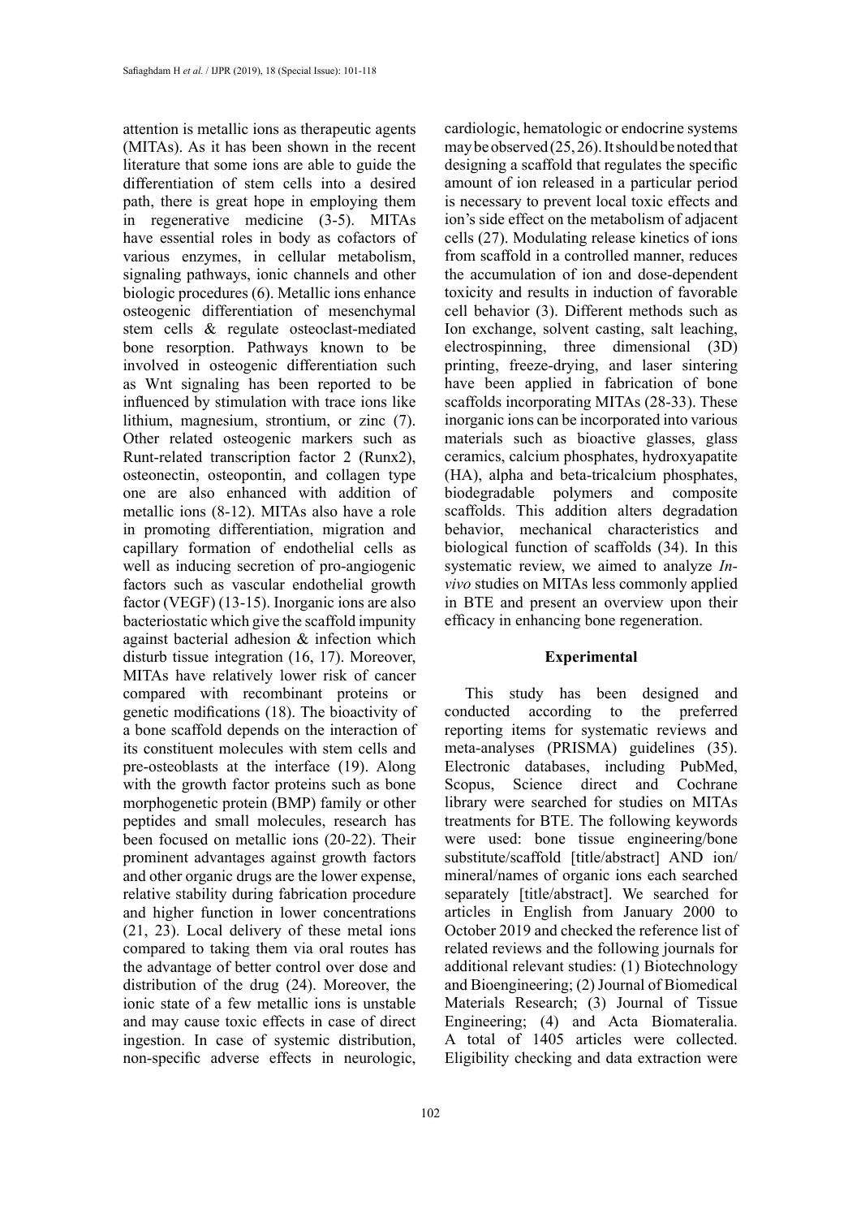attention is metallic ions as therapeutic agents (MITAs). As it has been shown in the recent literature that some ions are able to guide the differentiation of stem cells into a desired path, there is great hope in employing them in regenerative medicine (3-5). MITAs have essential roles in body as cofactors of various enzymes, in cellular metabolism, signaling pathways, ionic channels and other biologic procedures (6). Metallic ions enhance osteogenic differentiation of mesenchymal stem cells & regulate osteoclast-mediated bone resorption. Pathways known to be involved in osteogenic differentiation such as Wnt signaling has been reported to be influenced by stimulation with trace ions like lithium, magnesium, strontium, or zinc (7). Other related osteogenic markers such as Runt-related transcription factor 2 (Runx2), osteonectin, osteopontin, and collagen type one are also enhanced with addition of metallic ions (8-12). MITAs also have a role in promoting differentiation, migration and capillary formation of endothelial cells as well as inducing secretion of pro-angiogenic factors such as vascular endothelial growth factor (VEGF) (13-15). Inorganic ions are also bacteriostatic which give the scaffold impunity against bacterial adhesion & infection which disturb tissue integration (16, 17). Moreover, MITAs have relatively lower risk of cancer compared with recombinant proteins or genetic modifications (18). The bioactivity of a bone scaffold depends on the interaction of its constituent molecules with stem cells and pre-osteoblasts at the interface (19). Along with the growth factor proteins such as bone morphogenetic protein (BMP) family or other peptides and small molecules, research has been focused on metallic ions (20-22). Their prominent advantages against growth factors and other organic drugs are the lower expense, relative stability during fabrication procedure and higher function in lower concentrations (21, 23). Local delivery of these metal ions compared to taking them via oral routes has the advantage of better control over dose and distribution of the drug (24). Moreover, the ionic state of a few metallic ions is unstable and may cause toxic effects in case of direct ingestion. In case of systemic distribution, non-specific adverse effects in neurologic, cardiologic, hematologic or endocrine systems may be observed (25, 26). It should be noted that designing a scaffold that regulates the specific amount of ion released in a particular period is necessary to prevent local toxic effects and ion's side effect on the metabolism of adjacent cells (27). Modulating release kinetics of ions from scaffold in a controlled manner, reduces the accumulation of ion and dose-dependent toxicity and results in induction of favorable cell behavior (3). Different methods such as Ion exchange, solvent casting, salt leaching, electrospinning, three dimensional (3D) printing, freeze-drying, and laser sintering have been applied in fabrication of bone scaffolds incorporating MITAs (28-33). These inorganic ions can be incorporated into various materials such as bioactive glasses, glass ceramics, calcium phosphates, hydroxyapatite (HA), alpha and beta-tricalcium phosphates, biodegradable polymers and composite scaffolds. This addition alters degradation behavior, mechanical characteristics and biological function of scaffolds (34). In this systematic review, we aimed to analyze *In-vivo* studies on MITAs less commonly applied in BTE and present an overview upon their efficacy in enhancing bone regeneration.

## Experimental

This study has been designed and conducted according to the preferred reporting items for systematic reviews and meta-analyses (PRISMA) guidelines (35). Electronic databases, including PubMed, Scopus, Science direct and Cochrane library were searched for studies on MITAs treatments for BTE. The following keywords were used: bone tissue engineering/bone substitute/scaffold [title/abstract] AND ion/mineral/names of organic ions each searched separately [title/abstract]. We searched for articles in English from January 2000 to October 2019 and checked the reference list of related reviews and the following journals for additional relevant studies: (1) Biotechnology and Bioengineering; (2) Journal of Biomedical Materials Research; (3) Journal of Tissue Engineering; (4) and Acta Biomateralia. A total of 1405 articles were collected. Eligibility checking and data extraction were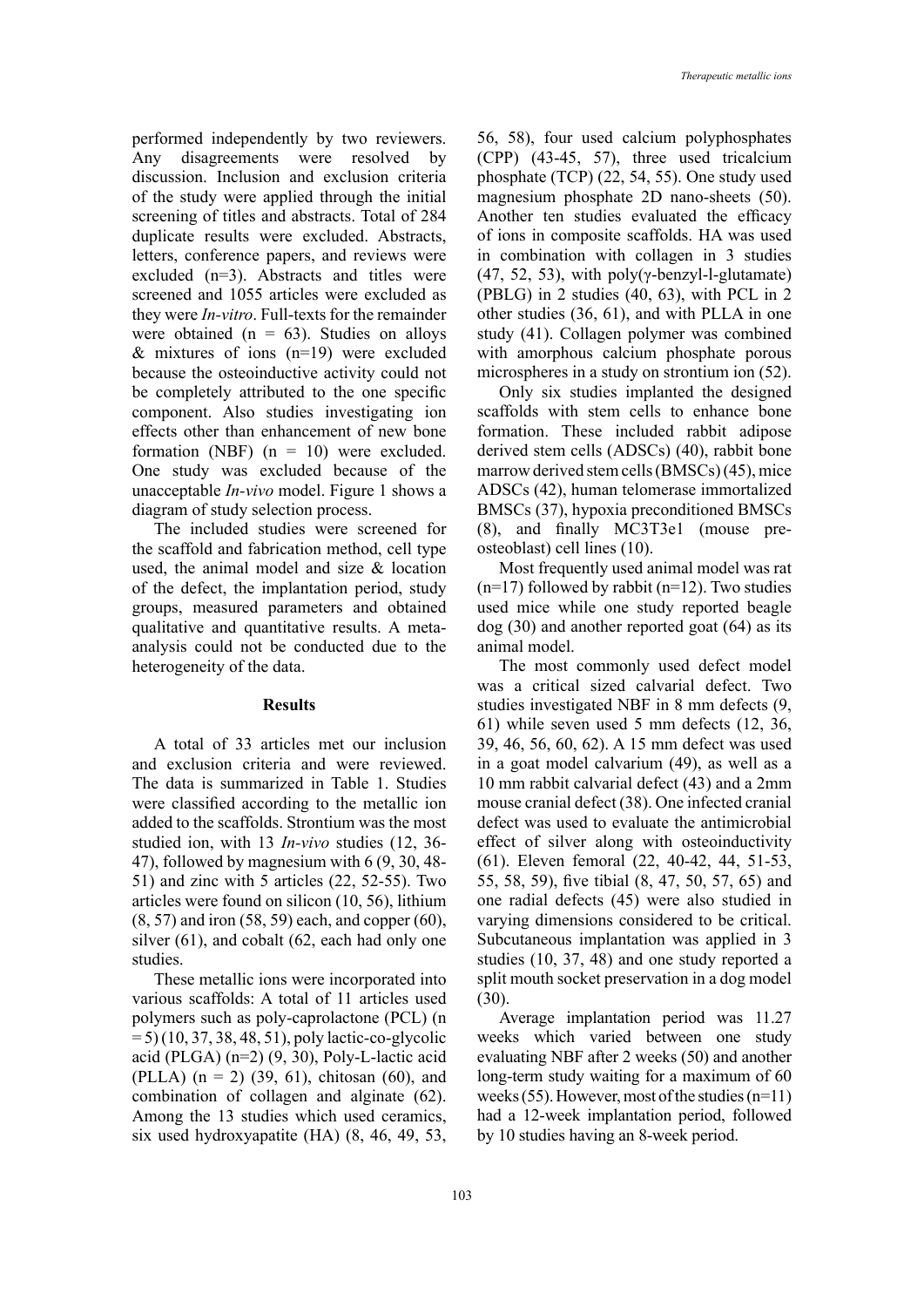performed independently by two reviewers. Any disagreements were resolved by discussion. Inclusion and exclusion criteria of the study were applied through the initial screening of titles and abstracts. Total of 284 duplicate results were excluded. Abstracts, letters, conference papers, and reviews were excluded (n=3). Abstracts and titles were screened and 1055 articles were excluded as they were *In-vitro*. Full-texts for the remainder were obtained (n = 63). Studies on alloys & mixtures of ions (n=19) were excluded because the osteoinductive activity could not be completely attributed to the one specific component. Also studies investigating ion effects other than enhancement of new bone formation (NBF) (n = 10) were excluded. One study was excluded because of the unacceptable *In-vivo* model. Figure 1 shows a diagram of study selection process.

The included studies were screened for the scaffold and fabrication method, cell type used, the animal model and size & location of the defect, the implantation period, study groups, measured parameters and obtained qualitative and quantitative results. A meta-analysis could not be conducted due to the heterogeneity of the data.

## Results

A total of 33 articles met our inclusion and exclusion criteria and were reviewed. The data is summarized in Table 1. Studies were classified according to the metallic ion added to the scaffolds. Strontium was the most studied ion, with 13 *In-vivo* studies (12, 36-47), followed by magnesium with 6 (9, 30, 48-51) and zinc with 5 articles (22, 52-55). Two articles were found on silicon (10, 56), lithium (8, 57) and iron (58, 59) each, and copper (60), silver (61), and cobalt (62, each had only one studies.

These metallic ions were incorporated into various scaffolds: A total of 11 articles used polymers such as poly-caprolactone (PCL) (n = 5) (10, 37, 38, 48, 51), poly lactic-co-glycolic acid (PLGA) (n=2) (9, 30), Poly-L-lactic acid (PLLA) (n = 2) (39, 61), chitosan (60), and combination of collagen and alginate (62). Among the 13 studies which used ceramics, six used hydroxyapatite (HA) (8, 46, 49, 53, 56, 58), four used calcium polyphosphates (CPP) (43-45, 57), three used tricalcium phosphate (TCP) (22, 54, 55). One study used magnesium phosphate 2D nano-sheets (50). Another ten studies evaluated the efficacy of ions in composite scaffolds. HA was used in combination with collagen in 3 studies (47, 52, 53), with poly(γ-benzyl-l-glutamate) (PBLG) in 2 studies (40, 63), with PCL in 2 other studies (36, 61), and with PLLA in one study (41). Collagen polymer was combined with amorphous calcium phosphate porous microspheres in a study on strontium ion (52).

Only six studies implanted the designed scaffolds with stem cells to enhance bone formation. These included rabbit adipose derived stem cells (ADSCs) (40), rabbit bone marrow derived stem cells (BMSCs) (45), mice ADSCs (42), human telomerase immortalized BMSCs (37), hypoxia preconditioned BMSCs (8), and finally MC3T3e1 (mouse pre-osteoblast) cell lines (10).

Most frequently used animal model was rat (n=17) followed by rabbit (n=12). Two studies used mice while one study reported beagle dog (30) and another reported goat (64) as its animal model.

The most commonly used defect model was a critical sized calvarial defect. Two studies investigated NBF in 8 mm defects (9, 61) while seven used 5 mm defects (12, 36, 39, 46, 56, 60, 62). A 15 mm defect was used in a goat model calvarium (49), as well as a 10 mm rabbit calvarial defect (43) and a 2mm mouse cranial defect (38). One infected cranial defect was used to evaluate the antimicrobial effect of silver along with osteoinductivity (61). Eleven femoral (22, 40-42, 44, 51-53, 55, 58, 59), five tibial (8, 47, 50, 57, 65) and one radial defects (45) were also studied in varying dimensions considered to be critical. Subcutaneous implantation was applied in 3 studies (10, 37, 48) and one study reported a split mouth socket preservation in a dog model (30).

Average implantation period was 11.27 weeks which varied between one study evaluating NBF after 2 weeks (50) and another long-term study waiting for a maximum of 60 weeks (55). However, most of the studies (n=11) had a 12-week implantation period, followed by 10 studies having an 8-week period.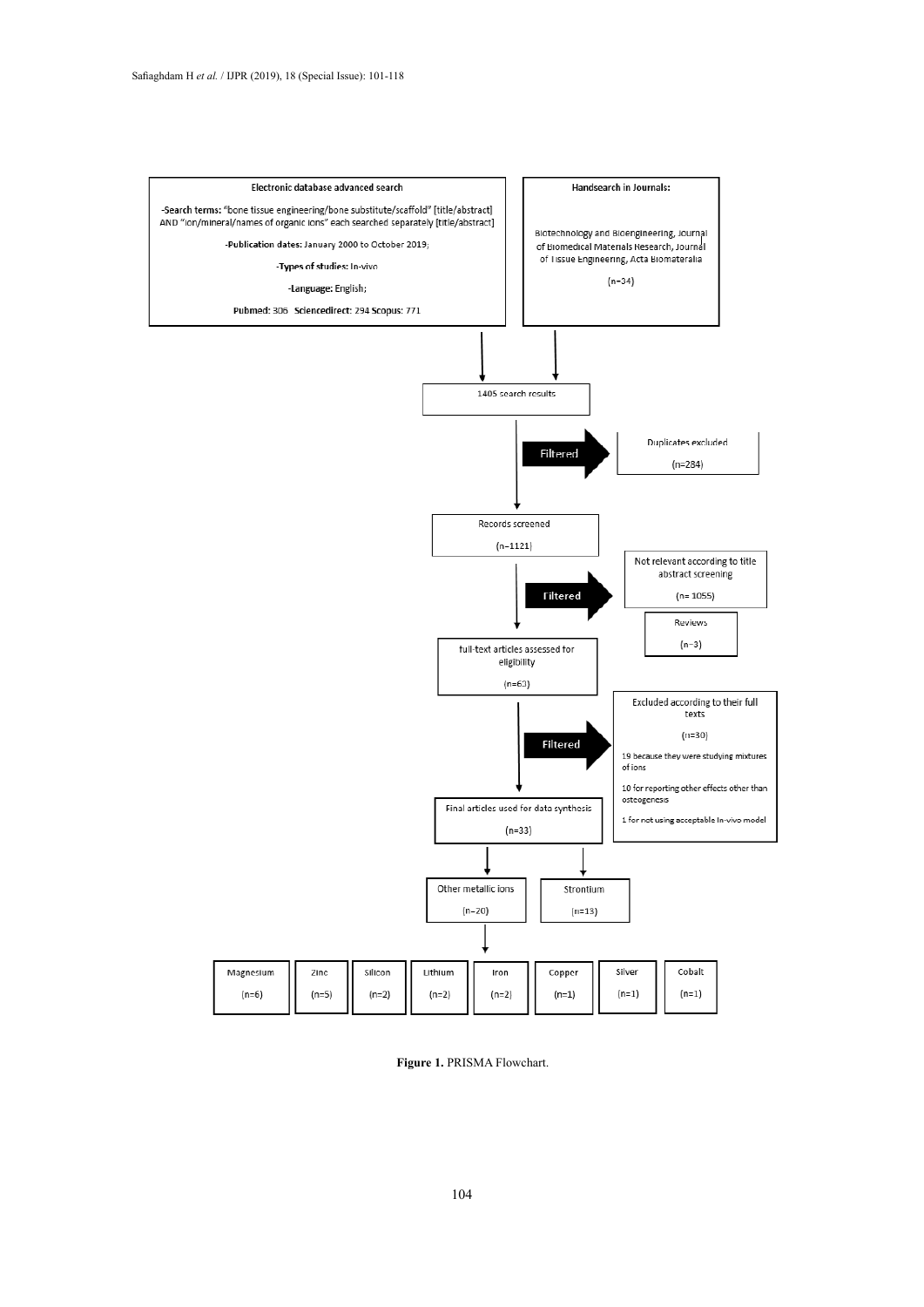**Electronic database advanced search**

-**Search terms:** "bone tissue engineering/bone substitute/scaffold" [title/abstract] AND "ion/mineral/names of organic ions" each searched separately [title/abstract]

-**Publication dates:** January 2000 to October 2019;

-**Types of studies:** In-vivo

-**Language:** English;

**Pubmed:** 306 **Sciencedirect:** 294 **Scopus:** 771

**Handsearch in Journals:**

Biotechnology and Bioengineering, Journal of Biomedical Materials Research, Journal of Tissue Engineering, Acta Biomateralia

(n=34)

1405 search results

Filtered → Duplicates excluded (n=284)

Records screened (n=1121)

Filtered → Not relevant according to title abstract screening (n= 1055); Reviews (n=3)

full-text articles assessed for eligibility (n=63)

Filtered → Excluded according to their full texts (n=30)

- 19 because they were studying mixtures of ions
- 10 for reporting other effects other than osteogenesis
- 1 for not using acceptable In-vivo model

Final articles used for data synthesis (n=33)

- Other metallic ions (n=20)
- Strontium (n=13)

| Magnesium | Zinc | Silicon | Lithium | Iron | Copper | Silver | Cobalt |
|---|---|---|---|---|---|---|---|
| (n=6) | (n=5) | (n=2) | (n=2) | (n=2) | (n=1) | (n=1) | (n=1) |

**Figure 1.** PRISMA Flowchart.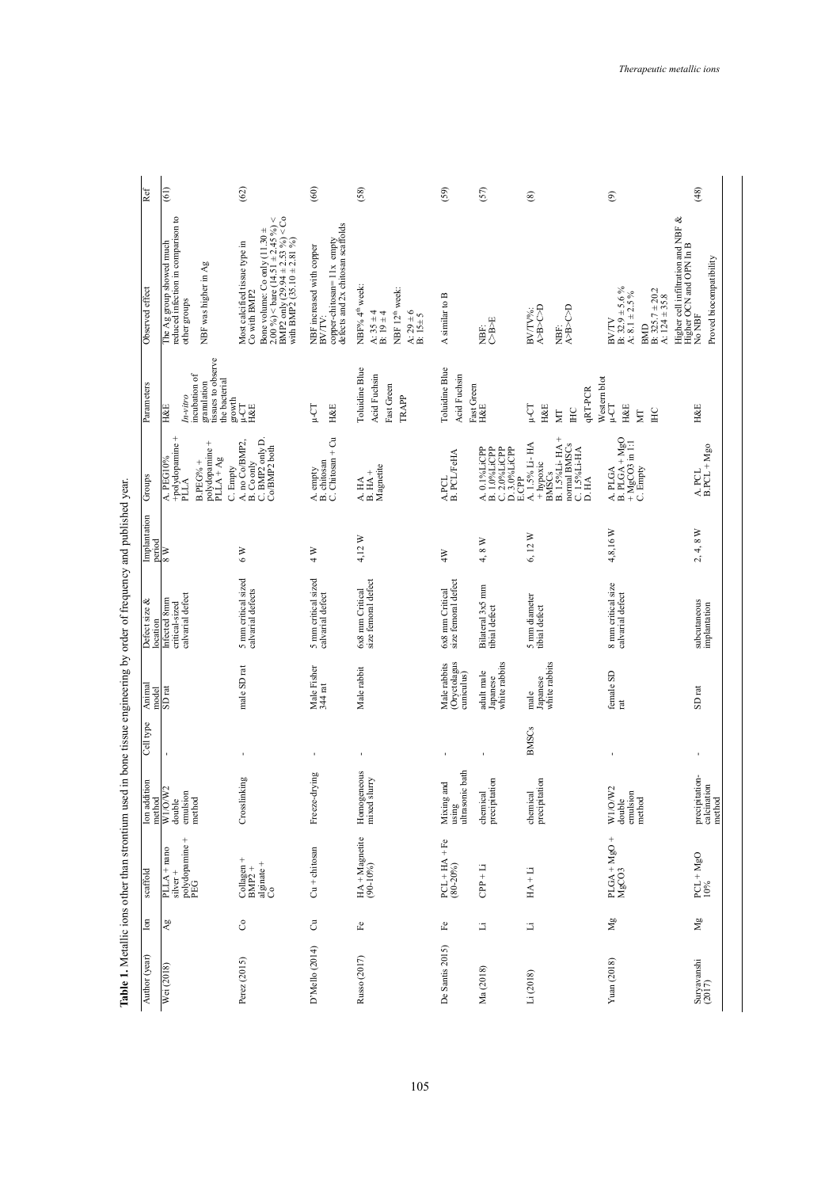**Table 1.** Metallic ions other than strontium used in bone tissue engineering by order of frequency and published year.

| Author (year) | Ion | scaffold | Ion addition method | Cell type | Animal model | Defect size & location | Implantation period | Groups | Parameters | Observed effect | Ref |
|---|---|---|---|---|---|---|---|---|---|---|---|
| Wei (2018) | Ag | PLLA + nano silver + polydopamine + PEG | W1/O/W2 double emulsion method | - | SD rat | Infected 8mm critical-sized calvarial defect | 8 W | A. PEG10% +polydopamine + PLLA<br>B. PEG% + polydopamine + PLLA + Ag<br>C. Empty | H&E<br>*In-vitro* incubation of granulation tissues to observe the bacterial growth | The Ag group showed much reduced infection in comparison to other groups<br>NBF was higher in Ag | (61) |
| Perez (2015) | Co | Collagen + BMP2 + alginate + Co | Crosslinking | - | male SD rat | 5 mm critical sized calvarial defects | 6 W | A. no Co/BMP2,<br>B. Co only<br>C. BMP2 only D. Co/BMP2 both | µ-CT<br>H&E | Most calcified tissue type in Co with BMP2<br>Bone volume: Co only (11.30 ± 2.00 %) < bare (14.51 ± 2.45 %) < BMP2 only (29.94 ± 2.53 %) < Co with BMP2 (35.10 ± 2.81 %) | (62) |
| D'Mello (2014) | Cu | Cu + chitosan | Freeze-drying | - | Male Fisher 344 rat | 5 mm critical sized calvarial defect | 4 W | A. empty<br>B. chitosan<br>C. Chitosan + Cu | µ-CT<br>H&E | NBF increased with copper<br>BV/TV:<br>copper-chitosan= 11x empty defects and 2x chitosan scaffolds | (60) |
| Russo (2017) | Fe | HA + Magnetite (90-10%) | Homogeneous mixed slurry | - | Male rabbit | 6x8 mm Critical size femoral defect | 4,12 W | A. HA<br>B. HA + Magnetite | Toluidine Blue<br>Acid Fuchsin<br>Fast Green<br>TRAPP | NBF% 4[th] week:<br>A: 35 ± 4<br>B: 19 ± 4<br>NBF 12[th] week:<br>A: 29 ± 6<br>B: 15± 5 | (58) |
| De Santis 2015) | Fe | PCL+ HA + Fe (80-20%) | Mixing and using ultrasonic bath | - | Male rabbits (Oryctolagus cuniculus) | 6x8 mm Critical size femoral defect | 4W | A.PCL<br>B. PCL/FeHA | Toluidine Blue<br>Acid Fuchsin<br>Fast Green | A similar to B | (59) |
| Ma (2018) | Li | CPP + Li | chemical precipitation | - | adult male Japanese white rabbits | Bilateral 3x5 mm tibial defect | 4, 8 W | A. 0.1%LiCPP<br>B. 1.0%LiCPP<br>C. 2.0%LiCPP<br>D. 3.0%LiCPP<br>E.CPP | H&E | NBF:<br>C>B>E | (57) |
| Li (2018) | Li | HA + Li | chemical precipitation | BMSCs | male Japanese white rabbits | 5 mm diameter tibial defect | 6, 12 W | A. 1.5% Li- HA + hypoxic BMSCs<br>B. 1.5%Li- HA + normal BMSCs<br>C. 1.5%Li-HA<br>D. HA | µ-CT<br>H&E<br>MT<br>IHC<br>qRT-PCR<br>Western blot | BV/TV%:<br>A>B>C>D<br>NBF:<br>A>B>C>D | (8) |
| Yuan (2018) | Mg | PLGA + MgO + MgCO3 | W1/O/W2 double emulsion method | - | female SD rat | 8 mm critical size calvarial defect | 4,8,16 W | A. PLGA<br>B. PLGA + MgO + MgCO3 in 1:1<br>C. Empty | µ-CT<br>H&E<br>MT<br>IHC | BV/TV<br>B: 32.9 ± 5.6 %<br>A: 8.1 ± 2.5 %<br>BMD<br>B: 325.7 ± 20.2<br>A: 124 ± 35.8<br>Higher cell infiltration and NBF & Higher OCN and OPN In B | (9) |
| Suryavanshi (2017) | Mg | PCL + MgO 10% | precipitation-calcination method | - | SD rat | subcutaneous implantation | 2, 4, 8 W | A. PCL<br>B.PCL + Mgo | H&E | No NBF<br>Proved biocompatibility | (48) |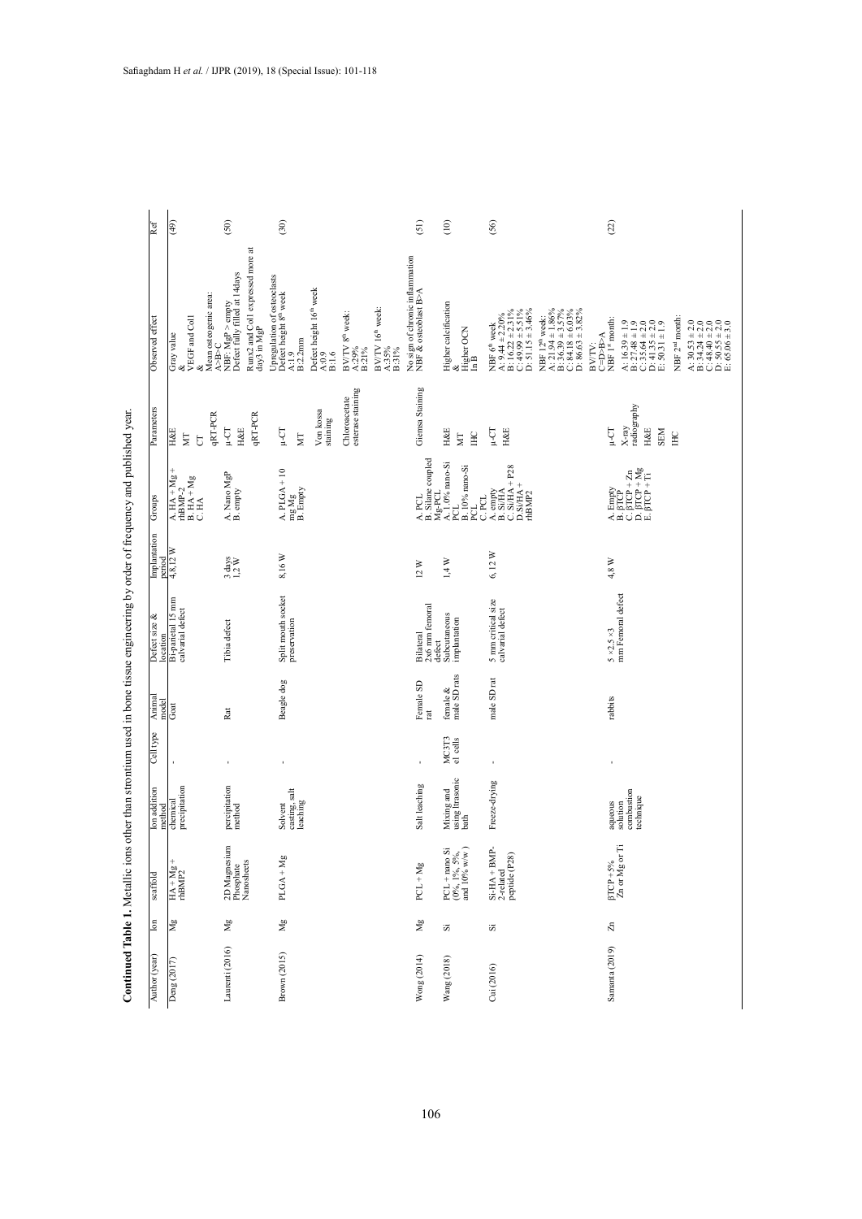**Continued Table 1.** Metallic ions other than strontium used in bone tissue engineering by order of frequency and published year.

| Author (year) | Ion | scaffold | Ion addition method | Cell type | Animal model | Defect size & location | Implantation period | Groups | Parameters | Observed effect | Ref |
|---|---|---|---|---|---|---|---|---|---|---|---|
| Deng (2017) | Mg | HA + Mg + rhBMP2 | chemical precipitation | - | Goat | Bi-parietal 15 mm calvarial defect | 4,8,12 W | A. HA + Mg + rhBMP-2<br>B. HA + Mg<br>C. HA | H&E<br>MT<br>CT<br>qRT-PCR | Gray value<br>&<br>VEGF and Col1<br>&<br>Mean osteogenic area:<br>A>B>C | (49) |
| Laurenti (2016) | Mg | 2D Magnesium Phosphate Nanosheets | percipitation method | - | Rat | Tibia defect | 3 days<br>1,2 W | A. Nano MgP<br>B. empty | μ-CT<br>H&E<br>qRT-PCR | NBF: MgP > empty<br>Defect fully filled at 14days<br>Runx2 and Col1 expressed more at day3 in MgP | (50) |
| Brown (2015) | Mg | PLGA + Mg | Solvent casting, salt leaching | - | Beagle dog | Split mouth socket preservation | 8,16 W | A. PLGA + 10 mg Mg<br>B. Empty | μ-CT<br>MT<br>Von kossa staining<br>Chloroacetate esterase staining | Upregulation of osteoclasts<br>Defect height 8[th] week<br>A:1.9<br>B:2.2mm<br>Defect height 16[th] week<br>A:0.9<br>B:1.6<br>BV/TV 8[th] week:<br>A:29%<br>B:21%<br>BV/TV 16[th] week:<br>A:35%<br>B:31% | (30) |
| Wong (2014) | Mg | PCL + Mg | Salt leaching | - | Female SD rat | Bilateral 2x6 mm femoral defect | 12 W | A. PCL<br>B. Silane coupled Mg-PCL | Giemsa Staining | No sign of chronic inflammation<br>NBF & osteoblast B>A | (51) |
| Wang (2018) | Si | PCL + nano Si (0%, 1%, 5%, and 10% w/w ) | Mixing and using ultrasonic bath | MC3T3 e1 cells | female & male SD rats | Subcutaneous implantation | 1,4 W | A. 1.0% nano-Si PCL<br>B. 10% nano-Si PCL<br>C. PCL | H&E<br>MT<br>IHC | Higher calcification<br>&<br>Higher OCN<br>In B | (10) |
| Cui (2016) | Si | Si-HA + BMP-2-related peptide (P28) | Freeze-drying | - | male SD rat | 5 mm critical size calvarial defect | 6, 12 W | A. empty<br>B. Si/HA<br>C. Si/HA + P28<br>D. Si/HA + rhBMP2 | μ-CT<br>H&E | NBF 6[th] week<br>A: 9.44 ± 2.20%<br>B: 16.22 ± 2.31%<br>C: 49.99 ± 5.51%<br>D: 51.15 ± 3.46%<br>NBF 12[th] week:<br>A: 21.94 ± 1.86%<br>B: 36.39 ± 3.57%<br>C: 84.18 ± 6.03%<br>D: 86.63 ± 3.82%<br>BV/TV:<br>C=D>B>A | (56) |
| Samanta (2019) | Zn | βTCP + 5% Zn or Mg or Ti | aqueous solution combustion technique | - | rabbits | 5 ×2.5 ×3 mm Femoral defect | 4,8 W | A. Empty<br>B. βTCP<br>C. βTCP + Zn<br>D. βTCP + Mg<br>E. βTCP + Ti | μ-CT<br>X-ray radiography<br>H&E<br>SEM<br>IHC | NBF 1[st] month:<br>A: 16.39 ± 1.9<br>B: 27.48 ± 1.9<br>C: 35.64 ± 2.0<br>D: 41.35 ± 2.0<br>E: 50.31 ± 1.9<br>NBF 2[nd] month:<br>A: 30.53 ± 2.0<br>B: 34.24 ± 2.0<br>C: 48.40 ± 2.0<br>D: 50.55 ± 2.0<br>E: 65.06 ± 3.0 | (22) |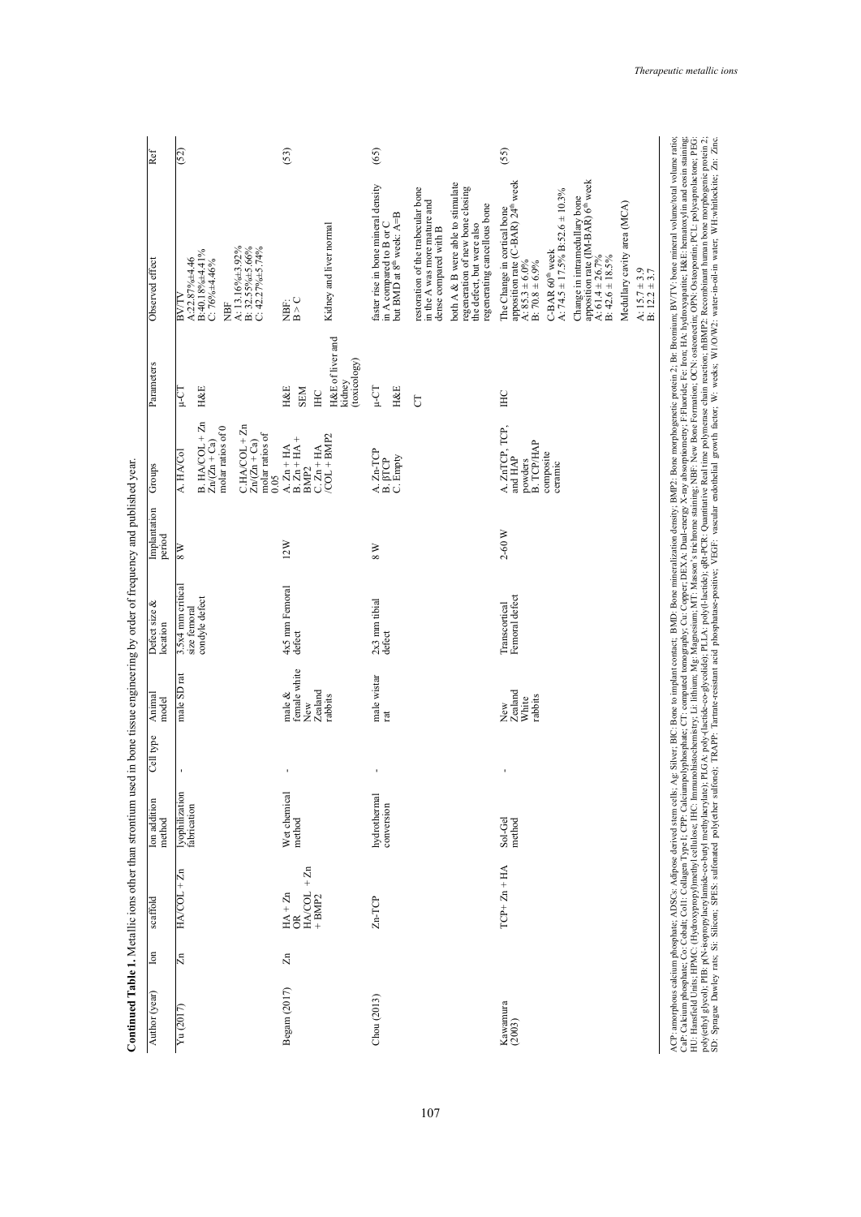**Continued Table 1.** Metallic ions other than strontium used in bone tissue engineering by order of frequency and published year.

| Author (year) | Ion | scaffold | Ion addition method | Cell type | Animal model | Defect size & location | Implantation period | Groups | Parameters | Observed effect | Ref |
|---|---|---|---|---|---|---|---|---|---|---|---|
| Yu (2017) | Zn | HA/COL + Zn | lyophilization fabrication | - | male SD rat | 3.5x4 mm critical size femoral condyle defect | 8 W | A. HA/Col<br>B. HA/COL + Zn Zn/(Zn + Ca) molar ratios of 0<br>C.HA/COL + Zn Zn/(Zn + Ca) molar ratios of 0.05 | µ-CT<br>H&E | BV/TV<br>A:22.87%±4.46<br>B:40.18%±4.41%<br>C: 76%±4.46%<br>NBF<br>A: 13.16%±3.92%<br>B: 32.55%±5.66%<br>C: 42.27%±5.74% | (52) |
| Begam (2017) | Zn | HA + Zn OR HA/COL + Zn + BMP2 | Wet chemical method | - | male & female white New Zealand rabbits | 4x5 mm Femoral defect | 12W | A. Zn + HA<br>B. Zn + HA + BMP2<br>C. Zn + HA /COL + BMP2 | H&E<br>SEM<br>IHC<br>H&E of liver and kidney (toxicology) | NBF:<br>B > C<br>Kidney and liver normal | (53) |
| Chou (2013) | | Zn-TCP | hydrothermal conversion | - | male wistar rat | 2x3 mm tibial defect | 8 W | A. Zn-TCP<br>B. βTCP<br>C. Empty | µ-CT<br>H&E<br>CT | faster rise in bone mineral density in A compared to B or C but BMD at 8th week: A=B<br>restoration of the trabecular bone in the A was more mature and dense compared with B<br>both A & B were able to stimulate regeneration of new bone closing the defect, but were also regenerating cancellous bone | (65) |
| Kawamura (2003) | | TCP+ Zn + HA | Sol-Gel method | - | New Zealand White rabbits | Transcortical Femoral defect | 2-60 W | A. ZnTCP, TCP, and HAP powders<br>B. TCP/HAP composite ceramic | IHC | The Change in cortical bone apposition rate (C-BAR) 24th week<br>A: 85.3 ± 6.0%<br>B: 70.8 ± 6.9%<br>C-BAR 60th week<br>A: 74.5 ± 17.5% B:52.6 ± 10.3%<br>Change in intramedullary bone apposition rate (IM-BAR) 6th week<br>A: 61.4 ± 26.7%<br>B: 42.6 ± 18.5%<br>Medullary cavity area (MCA)<br>A: 15.7 ± 3.9<br>B: 12.2 ± 3.7 | (55) |

ACP: amorphous calcium phosphate; ADSCs: Adipose derived stem cells; Ag: Silver; BIC: Bone to implant contact; BMD: Bone mineralization density; BMP2: Bone morphogenetic protein 2; Br: Bromium; BV/TV: bone mineral volume/total volume ratio; CaP: Calcium phosphate; Co: Cobalt; Col1: Collagen Type I; CPP: Calciumpolyphosphate; CT: computed tomography; Cu: Copper; DEXA: Dual-energy X-ray absorptiometry; F: Fluoride; Fe: Iron; HA: hydroxyapatite; H&E: hematoxylin and eosin staining; HU: Hansfield Units; HPMC: (Hydroxypropyl)methyl cellulose; IHC: Immunohistochemistry; Li: lithium; Mg: Magnesium; MT: Masson's trichrome staining; NBF: New Bone Formation; OCN: osteocalcin; OPN: Osteopontin; PCL: polycaprolactone; PEG: polyethyl glycol); PIB: p(N-isopropylacrylamide-co-butyl methylacrylate); PLGA: poly-lactide-co-glycolide); PLLA: poly(l-lactide); qRt-PCR: Quantitative Real time polymerase chain reaction; rhBMP2: Recombinant human bone morphogenic protein 2; SD: Sprague Dawley rats; Si: Silicon; SPES: sulfonated poly(ether sulfone); TRAP: Tartrate-resistant acid phosphatase-positive; VEGF: vascular endothelial growth factor; W: weeks; W/O/W2: water-in-oil-in water; WH: whitlockite; Zn: Zinc.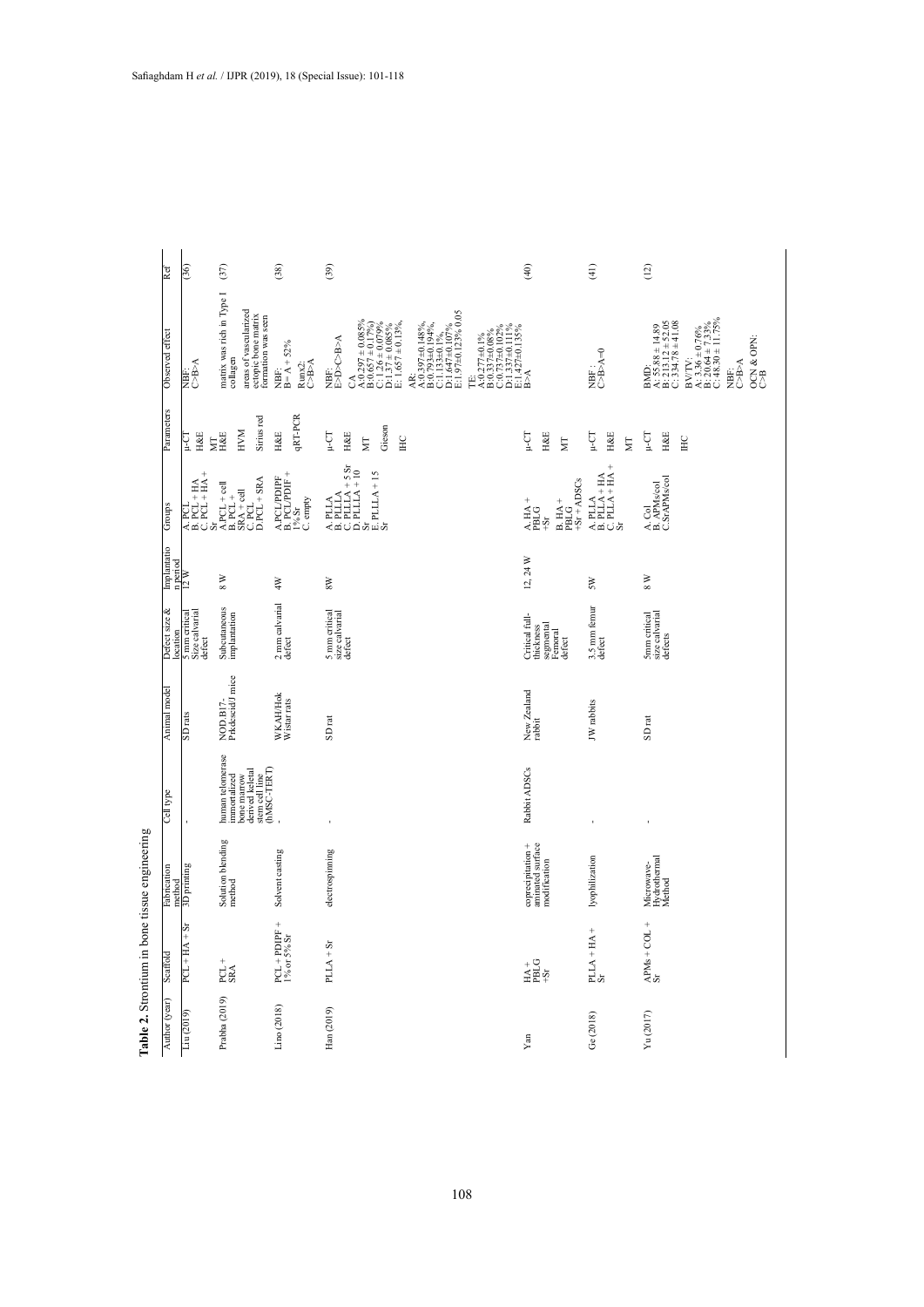**Table 2.** Strontium in bone tissue engineering

| Author (year) | Scaffold | Fabrication method | Cell type | Animal model | Defect size & location | Implantation period | Groups | Parameters | Observed effect | Ref |
|---|---|---|---|---|---|---|---|---|---|---|
| Liu (2019) | PCL + HA + Sr | 3D printing | - | SD rats | 5 mm critical Size calvarial defect | 12 W | A. PCL<br>B. PCL + HA<br>C. PCL + HA + Sr | µ-CT<br>H&E<br>MT | NBF:<br>C>B>A | (36) |
| Prabha (2019) | PCL + SRA | Solution blending method | human telomerase immortalized bone marrow derived keletal stem cell line (hMSC-TERT) | NOD.B17-Prkdcscid/J mice | Subcutaneous implantation | 8 W | A.PCL + cell<br>B. PCL + SRA + cell<br>C. PCL<br>D.PCL + SRA | H&E<br>HVM<br>Sirius red | matrix was rich in Type I collagen<br>areas of vascularized ectopic bone matrix formation was seen | (37) |
| Lino (2018) | PCL + PDIPF + 1% or 5% Sr | Solvent casting | - | WKAH/Hok Wistar rats | 2 mm calvarial defect | 4W | A.PCL/PDIPF<br>B. PCL/PDIF + 1% Sr<br>C. empty | H&E<br>qRT-PCR | NBF:<br>B= A + 52%<br>Runx2:<br>C>B>A | (38) |
| Han (2019) | PLLA + Sr | electrospinning | - | SD rat | 5 mm critical size calvarial defect | 8W | A. PLLA<br>B. PLLLA<br>C. PLLLA + 5 Sr<br>D. PLLLA + 10 Sr<br>E. PLLLA + 15 Sr | µ-CT<br>H&E<br>MT<br>Gieson<br>IHC | NBF:<br>E>D>C>B>A<br>CA<br>A:0.297 ± 0.085%<br>B:0.657 ± 0.17%)<br>C:1.26 ± 0.079%<br>D:1.37 ± 0.085%<br>E: 1.657 ± 0.13%,<br>AR:<br>A:0.397±0.148%,<br>B:0.793±0.194%,<br>C:1.133±0.1%,<br>D:1.647±0.107%<br>E:1.97±0.123% 0.05<br>TE:<br>A:0.277±0.1%<br>B:0.337±0.08%<br>C:0.737±0.102%<br>D:1.337±0.111%<br>E:1.427±0.135% | (39) |
| Yan | HA + PBLG +Sr | coprecipitation + aminated surface modification | Rabbit ADSCs | New Zealand rabbit | Critical full-thickness segmental Femoral defect | 12, 24 W | A. HA + PBLG +Sr<br>B. HA + PBLG +Sr + ADSCs | µ-CT<br>H&E<br>MT | B>A | (40) |
| Ge (2018) | PLLA + HA + Sr | lyophilization | - | JW rabbits | 3.5 mm femur defect | 5W | A. PLLA<br>B. PLLA + HA<br>C. PLLA + HA + Sr | µ-CT<br>H&E<br>MT | NBF :<br>C>B>A=0 | (41) |
| Yu (2017) | APMs + COL + Sr | Microwave-Hydrothermal Method | - | SD rat | 5mm critical size calvarial defects | 8 W | A.Col<br>B. APMs/col<br>C.SrAPMs/col | µ-CT<br>H&E<br>IHC | BMD:<br>A: 55.88 ± 14.89<br>B: 213.12 ± 52.05<br>C: 334.78 ± 41.08<br>BV/TV:<br>A: 3.36 ± 0.76%<br>B: 20.64 ± 7.33%<br>C: 48.30 ± 11.75%<br>NBF:<br>C>B>A<br>OCN & OPN:<br>C>B | (12) |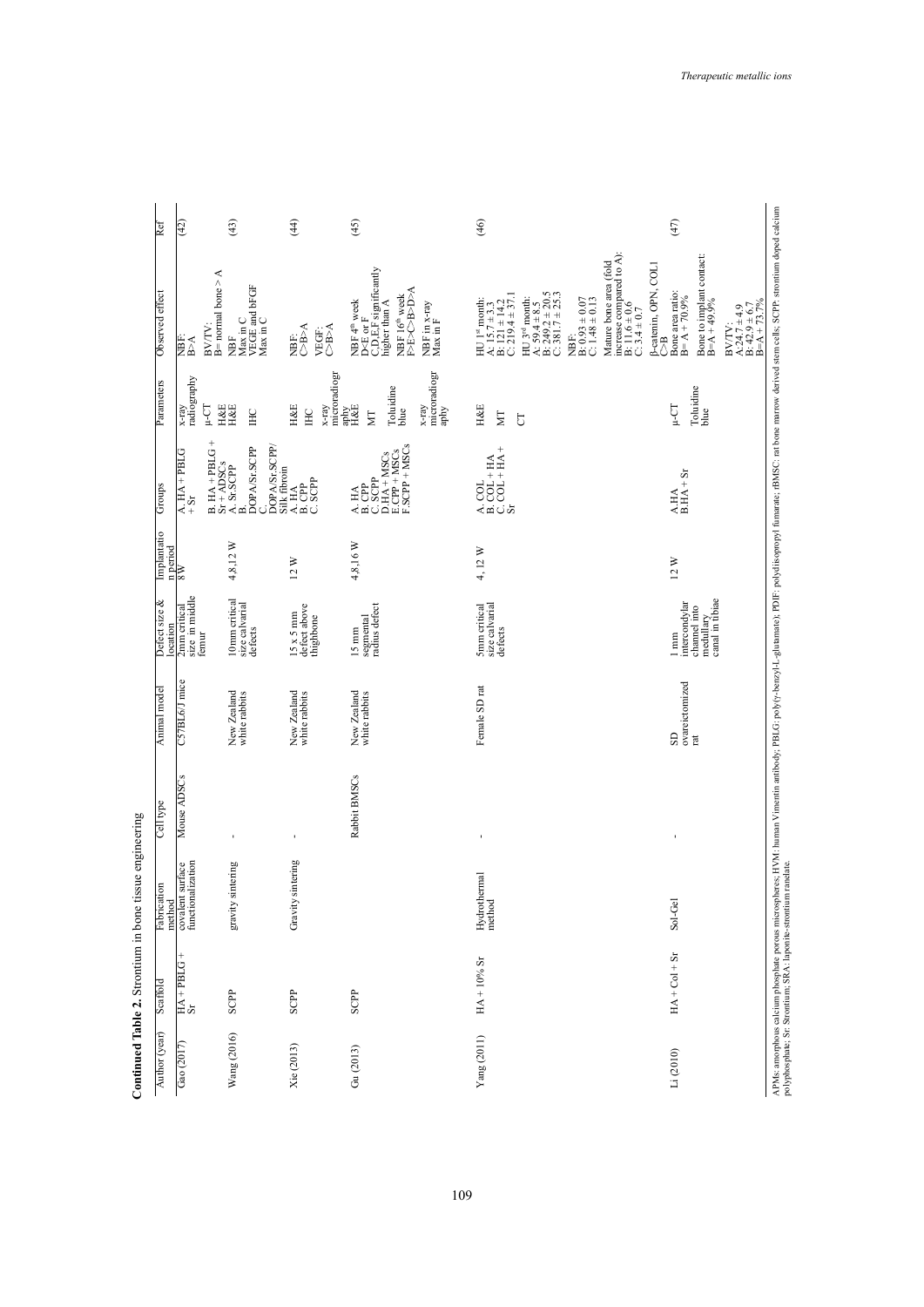**Continued Table 2.** Strontium in bone tissue engineering

| Author (year) | Scaffold | Fabrication method | Cell type | Animal model | Defect size & location | Implantation period | Groups | Parameters | Observed effect | Ref |
|---|---|---|---|---|---|---|---|---|---|---|
| Gao (2017) | HA + PBLG + Sr | covalent surface functionalization | Mouse ADSCs | C57BL6/J mice | 2mm critical size in middle femur | 8 W | A. HA + PBLG + Sr<br>B. HA + PBLG + Sr + ADSCs | x-ray radiography<br>μ-CT | NBF:<br>B>A<br>BV/TV:<br>B= normal bone > A | (42) |
| Wang (2016) | SCPP | gravity sintering | - | New Zealand white rabbits | 10mm critical size calvarial defects | 4,8,12 W | A. Sr.SCPP<br>B. DOPA/Sr.SCPP<br>C. DOPA/Sr.SCPP/Silk fibron | H&E<br>H&E<br>IHC | NBF<br>Max in C<br>VEGE and bFGF<br>Max in C | (43) |
| Xie (2013) | SCPP | Gravity sintering | - | New Zealand white rabbits | 15 x 5 mm defect above thighbone | 12 W | A. HA<br>B. CPP<br>C. SCPP | H&E<br>IHC<br>x-ray microradiography | NBF:<br>C>B>A<br>VEGF:<br>C>B>A | (44) |
| Gu (2013) | SCPP | | Rabbit BMSCs | New Zealand white rabbits | 15 mm segmental radius defect | 4,8,16 W | A. HA<br>B. CPP<br>C. SCPP<br>D. HA + MSCs<br>E. CPP + MSCs<br>F. SCPP + MSCs | H&E<br>MT<br>Toluidine blue<br>x-ray microradiography | NBF 4[th] week<br>D>E or F<br>C,D,E,F significantly higher than A<br>NBF 16[th] week<br>F>E>C>B>D>A<br>NBF in x-ray<br>Max in F | (45) |
| Yang (2011) | HA + 10% Sr | Hydrothermal method | - | Female SD rat | 5mm critical size calvarial defects | 4, 12 W | A. COL<br>B. COL + HA<br>C. COL + HA + Sr | H&E<br>MT<br>CT | HU 1[st] month:<br>A: 15.7 ± 3.3<br>B: 121 ± 14.2<br>C: 219.4 ± 37.1<br>HU 3[rd] month:<br>A: 59.4 ± 8.5<br>B: 249.2 ± 20.5<br>C: 381.7 ± 25.3<br>NBF:<br>B: 0.93 ± 0.07<br>C: 1.48 ± 0.13<br>Mature bone area (fold increase compared to A):<br>B: 11.6 ± 0.6<br>C: 3.4 ± 0.7<br>β-catenin, OPN, COL1<br>C>B | (46) |
| Li (2010) | HA + Col + Sr | Sol-Gel | - | SD ovarectomized rat | 1 mm intercondylar channel into medullary canal in tibiae | 12 W | A.HA<br>B.HA + Sr | μ-CT<br>Toluidine blue | Bone area ratio:<br>B= A + 70.9%<br>Bone to implant contact:<br>B=A + 49.9%<br>BV/TV:<br>A:24.7 ± 4.9<br>B: 42.9 ± 6.7<br>B=A + 73.7% | (47) |

APMs: amorphous calcium phosphate porous microspheres; HVM: human Vimentin antibody; PBLG: poly(γ-benzyl-L-glutamate); PDIF: polydiisopropyl fumarate; rBMSC: rat bone marrow derived stem cells; SCPP: strontium doped calcium polyphosphate; Sr: Strontium; SRA: laponite-strontium ranelate.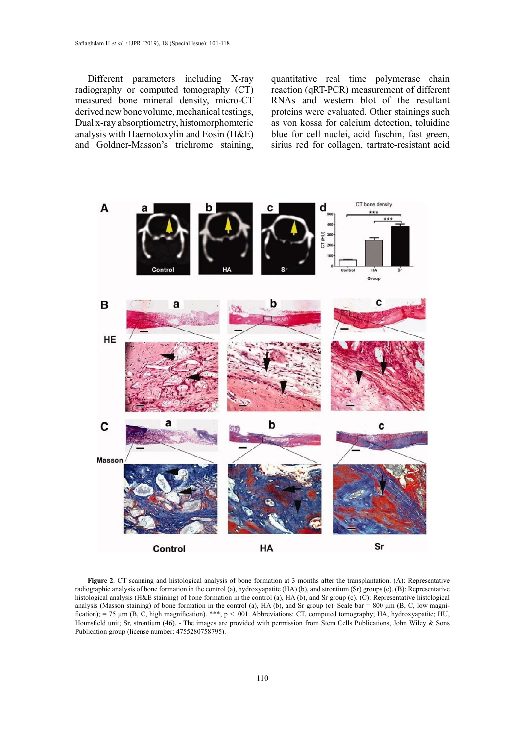Different parameters including X-ray radiography or computed tomography (CT) measured bone mineral density, micro-CT derived new bone volume, mechanical testings, Dual x-ray absorptiometry, histomorphomteric analysis with Haemotoxylin and Eosin (H&E) and Goldner-Masson's trichrome staining, quantitative real time polymerase chain reaction (qRT-PCR) measurement of different RNAs and western blot of the resultant proteins were evaluated. Other stainings such as von kossa for calcium detection, toluidine blue for cell nuclei, acid fuschin, fast green, sirius red for collagen, tartrate-resistant acid

**Figure 2**. CT scanning and histological analysis of bone formation at 3 months after the transplantation. (A): Representative radiographic analysis of bone formation in the control (a), hydroxyapatite (HA) (b), and strontium (Sr) groups (c). (B): Representative histological analysis (H&E staining) of bone formation in the control (a), HA (b), and Sr group (c). (C): Representative histological analysis (Masson staining) of bone formation in the control (a), HA (b), and Sr group (c). Scale bar = 800 µm (B, C, low magnification); = 75 µm (B, C, high magnification). ***, $p < .001$. Abbreviations: CT, computed tomography; HA, hydroxyapatite; HU, Hounsfield unit; Sr, strontium (46). - The images are provided with permission from Stem Cells Publications, John Wiley & Sons Publication group (license number: 4755280758795).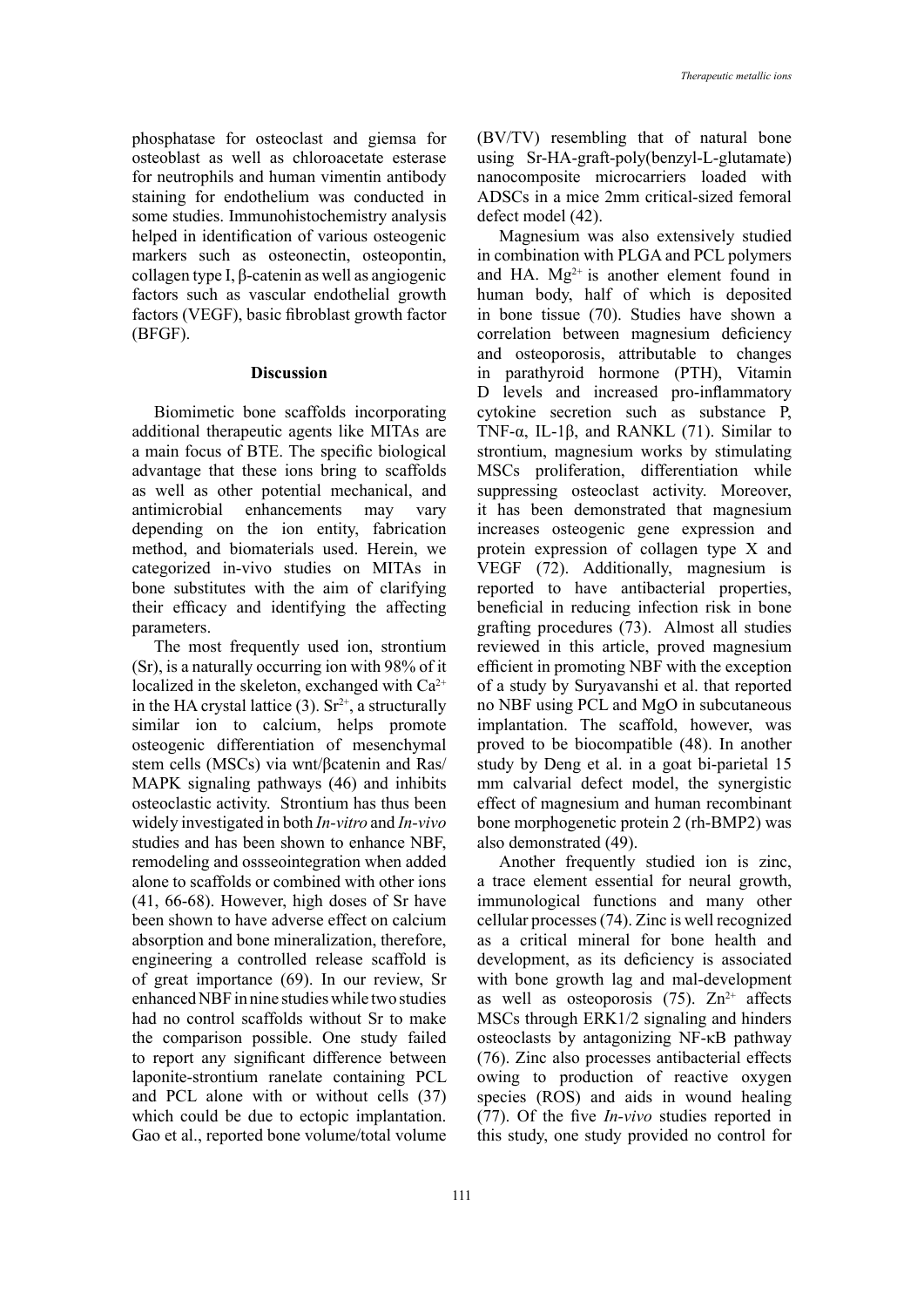phosphatase for osteoclast and giemsa for osteoblast as well as chloroacetate esterase for neutrophils and human vimentin antibody staining for endothelium was conducted in some studies. Immunohistochemistry analysis helped in identification of various osteogenic markers such as osteonectin, osteopontin, collagen type I, β-catenin as well as angiogenic factors such as vascular endothelial growth factors (VEGF), basic fibroblast growth factor (BFGF).

## Discussion

Biomimetic bone scaffolds incorporating additional therapeutic agents like MITAs are a main focus of BTE. The specific biological advantage that these ions bring to scaffolds as well as other potential mechanical, and antimicrobial enhancements may vary depending on the ion entity, fabrication method, and biomaterials used. Herein, we categorized in-vivo studies on MITAs in bone substitutes with the aim of clarifying their efficacy and identifying the affecting parameters.

The most frequently used ion, strontium (Sr), is a naturally occurring ion with 98% of it localized in the skeleton, exchanged with $Ca^{2+}$ in the HA crystal lattice (3). $Sr^{2+}$, a structurally similar ion to calcium, helps promote osteogenic differentiation of mesenchymal stem cells (MSCs) via wnt/βcatenin and Ras/MAPK signaling pathways (46) and inhibits osteoclastic activity. Strontium has thus been widely investigated in both *In-vitro* and *In-vivo* studies and has been shown to enhance NBF, remodeling and ossseointegration when added alone to scaffolds or combined with other ions (41, 66-68). However, high doses of Sr have been shown to have adverse effect on calcium absorption and bone mineralization, therefore, engineering a controlled release scaffold is of great importance (69). In our review, Sr enhanced NBF in nine studies while two studies had no control scaffolds without Sr to make the comparison possible. One study failed to report any significant difference between laponite-strontium ranelate containing PCL and PCL alone with or without cells (37) which could be due to ectopic implantation. Gao et al., reported bone volume/total volume (BV/TV) resembling that of natural bone using Sr-HA-graft-poly(benzyl-L-glutamate) nanocomposite microcarriers loaded with ADSCs in a mice 2mm critical-sized femoral defect model (42).

Magnesium was also extensively studied in combination with PLGA and PCL polymers and HA. $Mg^{2+}$ is another element found in human body, half of which is deposited in bone tissue (70). Studies have shown a correlation between magnesium deficiency and osteoporosis, attributable to changes in parathyroid hormone (PTH), Vitamin D levels and increased pro-inflammatory cytokine secretion such as substance P, TNF-α, IL-1β, and RANKL (71). Similar to strontium, magnesium works by stimulating MSCs proliferation, differentiation while suppressing osteoclast activity. Moreover, it has been demonstrated that magnesium increases osteogenic gene expression and protein expression of collagen type X and VEGF (72). Additionally, magnesium is reported to have antibacterial properties, beneficial in reducing infection risk in bone grafting procedures (73). Almost all studies reviewed in this article, proved magnesium efficient in promoting NBF with the exception of a study by Suryavanshi et al. that reported no NBF using PCL and MgO in subcutaneous implantation. The scaffold, however, was proved to be biocompatible (48). In another study by Deng et al. in a goat bi-parietal 15 mm calvarial defect model, the synergistic effect of magnesium and human recombinant bone morphogenetic protein 2 (rh-BMP2) was also demonstrated (49).

Another frequently studied ion is zinc, a trace element essential for neural growth, immunological functions and many other cellular processes (74). Zinc is well recognized as a critical mineral for bone health and development, as its deficiency is associated with bone growth lag and mal-development as well as osteoporosis (75). $Zn^{2+}$ affects MSCs through ERK1/2 signaling and hinders osteoclasts by antagonizing NF-κB pathway (76). Zinc also processes antibacterial effects owing to production of reactive oxygen species (ROS) and aids in wound healing (77). Of the five *In-vivo* studies reported in this study, one study provided no control for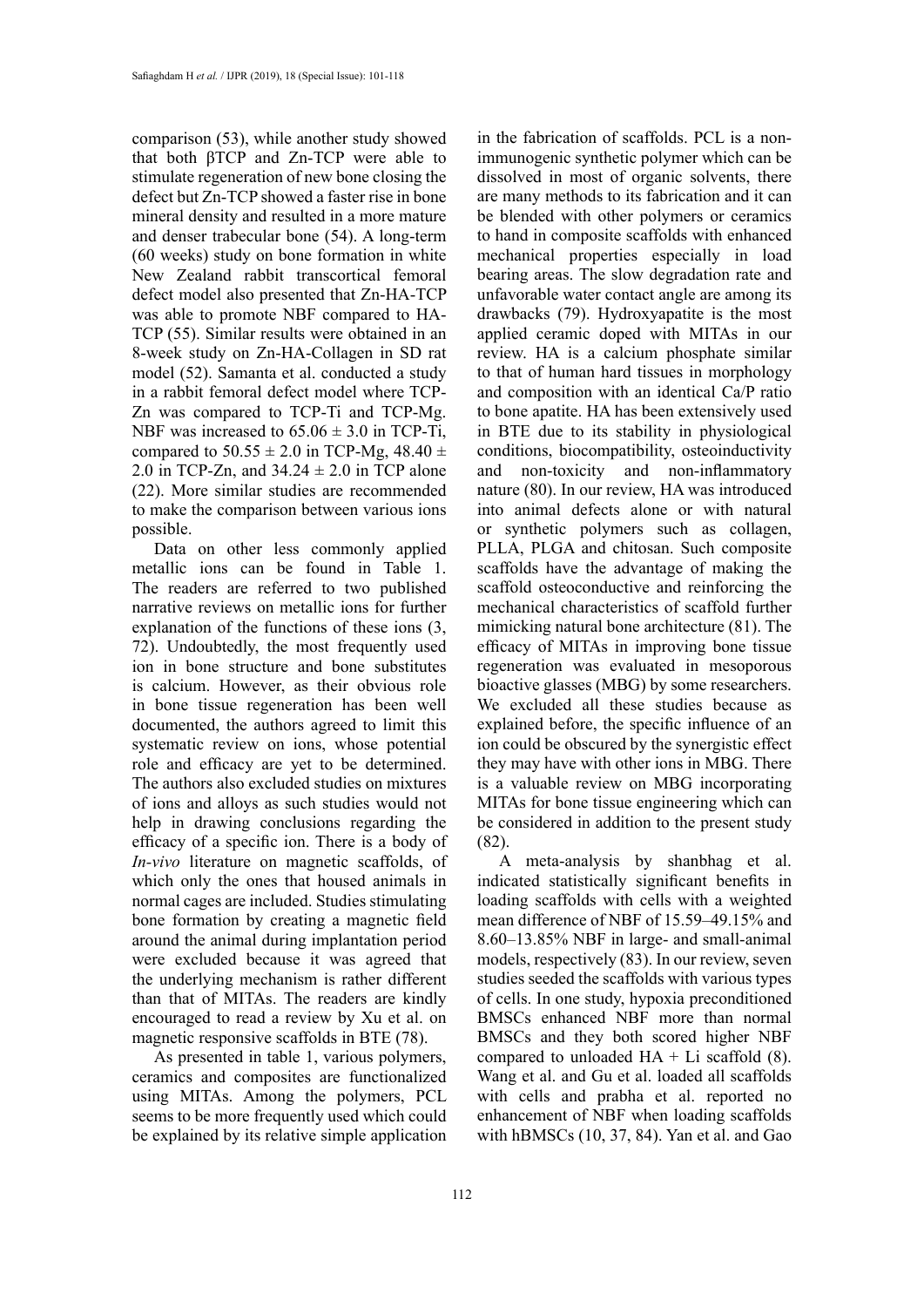comparison (53), while another study showed that both βTCP and Zn-TCP were able to stimulate regeneration of new bone closing the defect but Zn-TCP showed a faster rise in bone mineral density and resulted in a more mature and denser trabecular bone (54). A long-term (60 weeks) study on bone formation in white New Zealand rabbit transcortical femoral defect model also presented that Zn-HA-TCP was able to promote NBF compared to HA-TCP (55). Similar results were obtained in an 8-week study on Zn-HA-Collagen in SD rat model (52). Samanta et al. conducted a study in a rabbit femoral defect model where TCP-Zn was compared to TCP-Ti and TCP-Mg. NBF was increased to $65.06 \pm 3.0$ in TCP-Ti, compared to $50.55 \pm 2.0$ in TCP-Mg, $48.40 \pm 2.0$ in TCP-Zn, and $34.24 \pm 2.0$ in TCP alone (22). More similar studies are recommended to make the comparison between various ions possible.

Data on other less commonly applied metallic ions can be found in Table 1. The readers are referred to two published narrative reviews on metallic ions for further explanation of the functions of these ions (3, 72). Undoubtedly, the most frequently used ion in bone structure and bone substitutes is calcium. However, as their obvious role in bone tissue regeneration has been well documented, the authors agreed to limit this systematic review on ions, whose potential role and efficacy are yet to be determined. The authors also excluded studies on mixtures of ions and alloys as such studies would not help in drawing conclusions regarding the efficacy of a specific ion. There is a body of *In-vivo* literature on magnetic scaffolds, of which only the ones that housed animals in normal cages are included. Studies stimulating bone formation by creating a magnetic field around the animal during implantation period were excluded because it was agreed that the underlying mechanism is rather different than that of MITAs. The readers are kindly encouraged to read a review by Xu et al. on magnetic responsive scaffolds in BTE (78).

As presented in table 1, various polymers, ceramics and composites are functionalized using MITAs. Among the polymers, PCL seems to be more frequently used which could be explained by its relative simple application in the fabrication of scaffolds. PCL is a non-immunogenic synthetic polymer which can be dissolved in most of organic solvents, there are many methods to its fabrication and it can be blended with other polymers or ceramics to hand in composite scaffolds with enhanced mechanical properties especially in load bearing areas. The slow degradation rate and unfavorable water contact angle are among its drawbacks (79). Hydroxyapatite is the most applied ceramic doped with MITAs in our review. HA is a calcium phosphate similar to that of human hard tissues in morphology and composition with an identical Ca/P ratio to bone apatite. HA has been extensively used in BTE due to its stability in physiological conditions, biocompatibility, osteoinductivity and non-toxicity and non-inflammatory nature (80). In our review, HA was introduced into animal defects alone or with natural or synthetic polymers such as collagen, PLLA, PLGA and chitosan. Such composite scaffolds have the advantage of making the scaffold osteoconductive and reinforcing the mechanical characteristics of scaffold further mimicking natural bone architecture (81). The efficacy of MITAs in improving bone tissue regeneration was evaluated in mesoporous bioactive glasses (MBG) by some researchers. We excluded all these studies because as explained before, the specific influence of an ion could be obscured by the synergistic effect they may have with other ions in MBG. There is a valuable review on MBG incorporating MITAs for bone tissue engineering which can be considered in addition to the present study (82).

A meta-analysis by shanbhag et al. indicated statistically significant benefits in loading scaffolds with cells with a weighted mean difference of NBF of 15.59–49.15% and 8.60–13.85% NBF in large- and small-animal models, respectively (83). In our review, seven studies seeded the scaffolds with various types of cells. In one study, hypoxia preconditioned BMSCs enhanced NBF more than normal BMSCs and they both scored higher NBF compared to unloaded HA + Li scaffold (8). Wang et al. and Gu et al. loaded all scaffolds with cells and prabha et al. reported no enhancement of NBF when loading scaffolds with hBMSCs (10, 37, 84). Yan et al. and Gao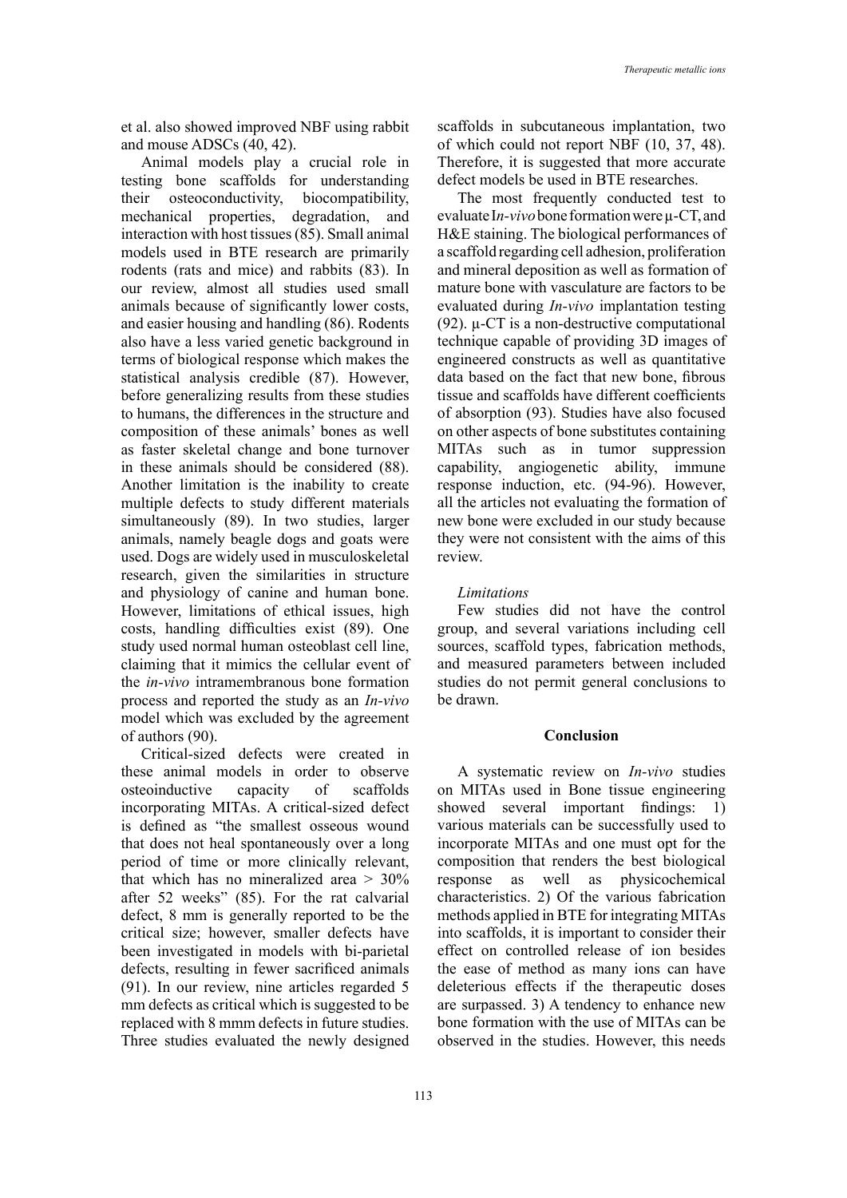et al. also showed improved NBF using rabbit and mouse ADSCs (40, 42).

Animal models play a crucial role in testing bone scaffolds for understanding their osteoconductivity, biocompatibility, mechanical properties, degradation, and interaction with host tissues (85). Small animal models used in BTE research are primarily rodents (rats and mice) and rabbits (83). In our review, almost all studies used small animals because of significantly lower costs, and easier housing and handling (86). Rodents also have a less varied genetic background in terms of biological response which makes the statistical analysis credible (87). However, before generalizing results from these studies to humans, the differences in the structure and composition of these animals' bones as well as faster skeletal change and bone turnover in these animals should be considered (88). Another limitation is the inability to create multiple defects to study different materials simultaneously (89). In two studies, larger animals, namely beagle dogs and goats were used. Dogs are widely used in musculoskeletal research, given the similarities in structure and physiology of canine and human bone. However, limitations of ethical issues, high costs, handling difficulties exist (89). One study used normal human osteoblast cell line, claiming that it mimics the cellular event of the *in-vivo* intramembranous bone formation process and reported the study as an *In-vivo* model which was excluded by the agreement of authors (90).

Critical-sized defects were created in these animal models in order to observe osteoinductive capacity of scaffolds incorporating MITAs. A critical-sized defect is defined as "the smallest osseous wound that does not heal spontaneously over a long period of time or more clinically relevant, that which has no mineralized area > 30% after 52 weeks" (85). For the rat calvarial defect, 8 mm is generally reported to be the critical size; however, smaller defects have been investigated in models with bi-parietal defects, resulting in fewer sacrificed animals (91). In our review, nine articles regarded 5 mm defects as critical which is suggested to be replaced with 8 mmm defects in future studies. Three studies evaluated the newly designed scaffolds in subcutaneous implantation, two of which could not report NBF (10, 37, 48). Therefore, it is suggested that more accurate defect models be used in BTE researches.

The most frequently conducted test to evaluate I*n-vivo* bone formation were μ-CT, and H&E staining. The biological performances of a scaffold regarding cell adhesion, proliferation and mineral deposition as well as formation of mature bone with vasculature are factors to be evaluated during *In-vivo* implantation testing (92). μ-CT is a non-destructive computational technique capable of providing 3D images of engineered constructs as well as quantitative data based on the fact that new bone, fibrous tissue and scaffolds have different coefficients of absorption (93). Studies have also focused on other aspects of bone substitutes containing MITAs such as in tumor suppression capability, angiogenetic ability, immune response induction, etc. (94-96). However, all the articles not evaluating the formation of new bone were excluded in our study because they were not consistent with the aims of this review.

*Limitations*

Few studies did not have the control group, and several variations including cell sources, scaffold types, fabrication methods, and measured parameters between included studies do not permit general conclusions to be drawn.

## Conclusion

A systematic review on *In-vivo* studies on MITAs used in Bone tissue engineering showed several important findings: 1) various materials can be successfully used to incorporate MITAs and one must opt for the composition that renders the best biological response as well as physicochemical characteristics. 2) Of the various fabrication methods applied in BTE for integrating MITAs into scaffolds, it is important to consider their effect on controlled release of ion besides the ease of method as many ions can have deleterious effects if the therapeutic doses are surpassed. 3) A tendency to enhance new bone formation with the use of MITAs can be observed in the studies. However, this needs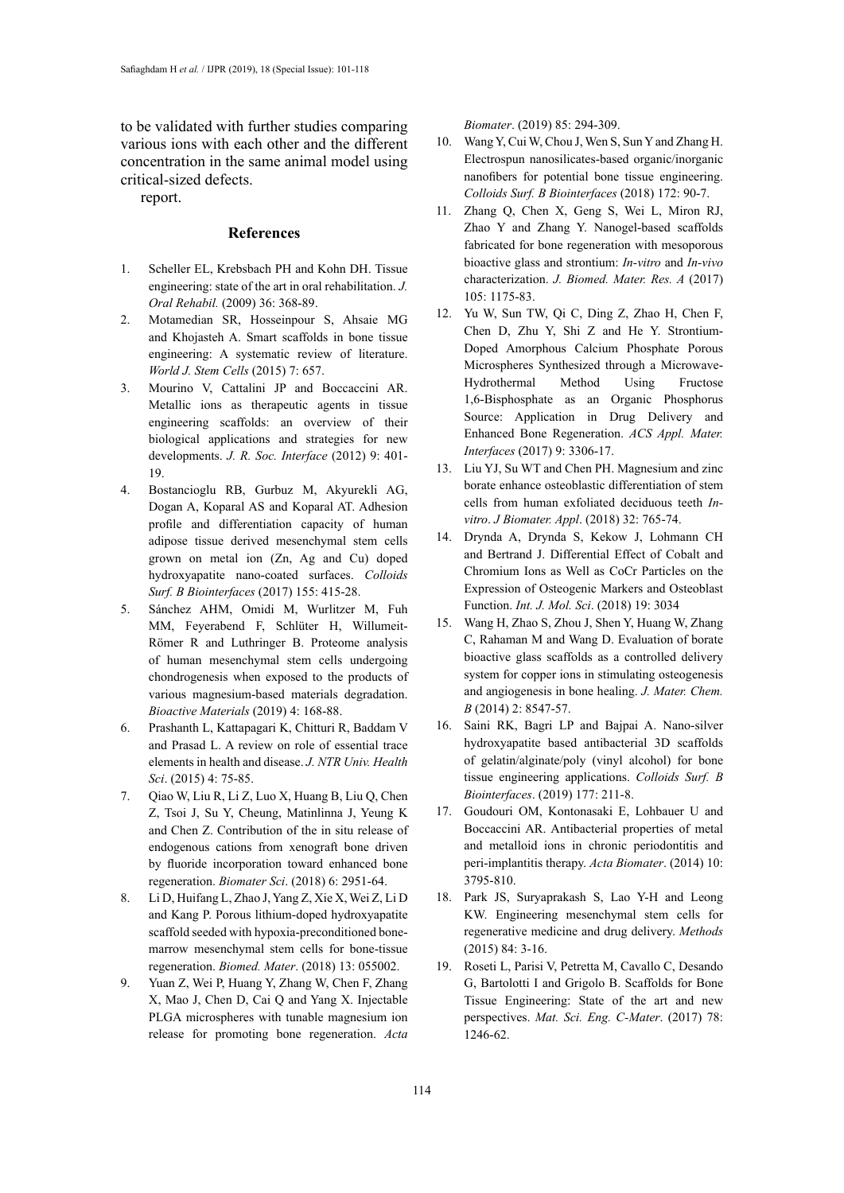to be validated with further studies comparing various ions with each other and the different concentration in the same animal model using critical-sized defects.

report.

## References

1. Scheller EL, Krebsbach PH and Kohn DH. Tissue engineering: state of the art in oral rehabilitation. *J. Oral Rehabil.* (2009) 36: 368-89.
2. Motamedian SR, Hosseinpour S, Ahsaie MG and Khojasteh A. Smart scaffolds in bone tissue engineering: A systematic review of literature. *World J. Stem Cells* (2015) 7: 657.
3. Mourino V, Cattalini JP and Boccaccini AR. Metallic ions as therapeutic agents in tissue engineering scaffolds: an overview of their biological applications and strategies for new developments. *J. R. Soc. Interface* (2012) 9: 401-19.
4. Bostancioglu RB, Gurbuz M, Akyurekli AG, Dogan A, Koparal AS and Koparal AT. Adhesion profile and differentiation capacity of human adipose tissue derived mesenchymal stem cells grown on metal ion (Zn, Ag and Cu) doped hydroxyapatite nano-coated surfaces. *Colloids Surf. B Biointerfaces* (2017) 155: 415-28.
5. Sánchez AHM, Omidi M, Wurlitzer M, Fuh MM, Feyerabend F, Schlüter H, Willumeit-Römer R and Luthringer B. Proteome analysis of human mesenchymal stem cells undergoing chondrogenesis when exposed to the products of various magnesium-based materials degradation. *Bioactive Materials* (2019) 4: 168-88.
6. Prashanth L, Kattapagari K, Chitturi R, Baddam V and Prasad L. A review on role of essential trace elements in health and disease. *J. NTR Univ. Health Sci*. (2015) 4: 75-85.
7. Qiao W, Liu R, Li Z, Luo X, Huang B, Liu Q, Chen Z, Tsoi J, Su Y, Cheung, Matinlinna J, Yeung K and Chen Z. Contribution of the in situ release of endogenous cations from xenograft bone driven by fluoride incorporation toward enhanced bone regeneration. *Biomater Sci*. (2018) 6: 2951-64.
8. Li D, Huifang L, Zhao J, Yang Z, Xie X, Wei Z, Li D and Kang P. Porous lithium-doped hydroxyapatite scaffold seeded with hypoxia-preconditioned bone-marrow mesenchymal stem cells for bone-tissue regeneration. *Biomed. Mater*. (2018) 13: 055002.
9. Yuan Z, Wei P, Huang Y, Zhang W, Chen F, Zhang X, Mao J, Chen D, Cai Q and Yang X. Injectable PLGA microspheres with tunable magnesium ion release for promoting bone regeneration. *Acta Biomater*. (2019) 85: 294-309.
10. Wang Y, Cui W, Chou J, Wen S, Sun Y and Zhang H. Electrospun nanosilicates-based organic/inorganic nanofibers for potential bone tissue engineering. *Colloids Surf. B Biointerfaces* (2018) 172: 90-7.
11. Zhang Q, Chen X, Geng S, Wei L, Miron RJ, Zhao Y and Zhang Y. Nanogel-based scaffolds fabricated for bone regeneration with mesoporous bioactive glass and strontium: *In-vitro* and *In-vivo* characterization. *J. Biomed. Mater. Res. A* (2017) 105: 1175-83.
12. Yu W, Sun TW, Qi C, Ding Z, Zhao H, Chen F, Chen D, Zhu Y, Shi Z and He Y. Strontium-Doped Amorphous Calcium Phosphate Porous Microspheres Synthesized through a Microwave-Hydrothermal Method Using Fructose 1,6-Bisphosphate as an Organic Phosphorus Source: Application in Drug Delivery and Enhanced Bone Regeneration. *ACS Appl. Mater. Interfaces* (2017) 9: 3306-17.
13. Liu YJ, Su WT and Chen PH. Magnesium and zinc borate enhance osteoblastic differentiation of stem cells from human exfoliated deciduous teeth *In-vitro*. *J Biomater. Appl*. (2018) 32: 765-74.
14. Drynda A, Drynda S, Kekow J, Lohmann CH and Bertrand J. Differential Effect of Cobalt and Chromium Ions as Well as CoCr Particles on the Expression of Osteogenic Markers and Osteoblast Function. *Int. J. Mol. Sci*. (2018) 19: 3034
15. Wang H, Zhao S, Zhou J, Shen Y, Huang W, Zhang C, Rahaman M and Wang D. Evaluation of borate bioactive glass scaffolds as a controlled delivery system for copper ions in stimulating osteogenesis and angiogenesis in bone healing. *J. Mater. Chem. B* (2014) 2: 8547-57.
16. Saini RK, Bagri LP and Bajpai A. Nano-silver hydroxyapatite based antibacterial 3D scaffolds of gelatin/alginate/poly (vinyl alcohol) for bone tissue engineering applications. *Colloids Surf. B Biointerfaces*. (2019) 177: 211-8.
17. Goudouri OM, Kontonasaki E, Lohbauer U and Boccaccini AR. Antibacterial properties of metal and metalloid ions in chronic periodontitis and peri-implantitis therapy. *Acta Biomater*. (2014) 10: 3795-810.
18. Park JS, Suryaprakash S, Lao Y-H and Leong KW. Engineering mesenchymal stem cells for regenerative medicine and drug delivery. *Methods* (2015) 84: 3-16.
19. Roseti L, Parisi V, Petretta M, Cavallo C, Desando G, Bartolotti I and Grigolo B. Scaffolds for Bone Tissue Engineering: State of the art and new perspectives. *Mat. Sci. Eng. C-Mater*. (2017) 78: 1246-62.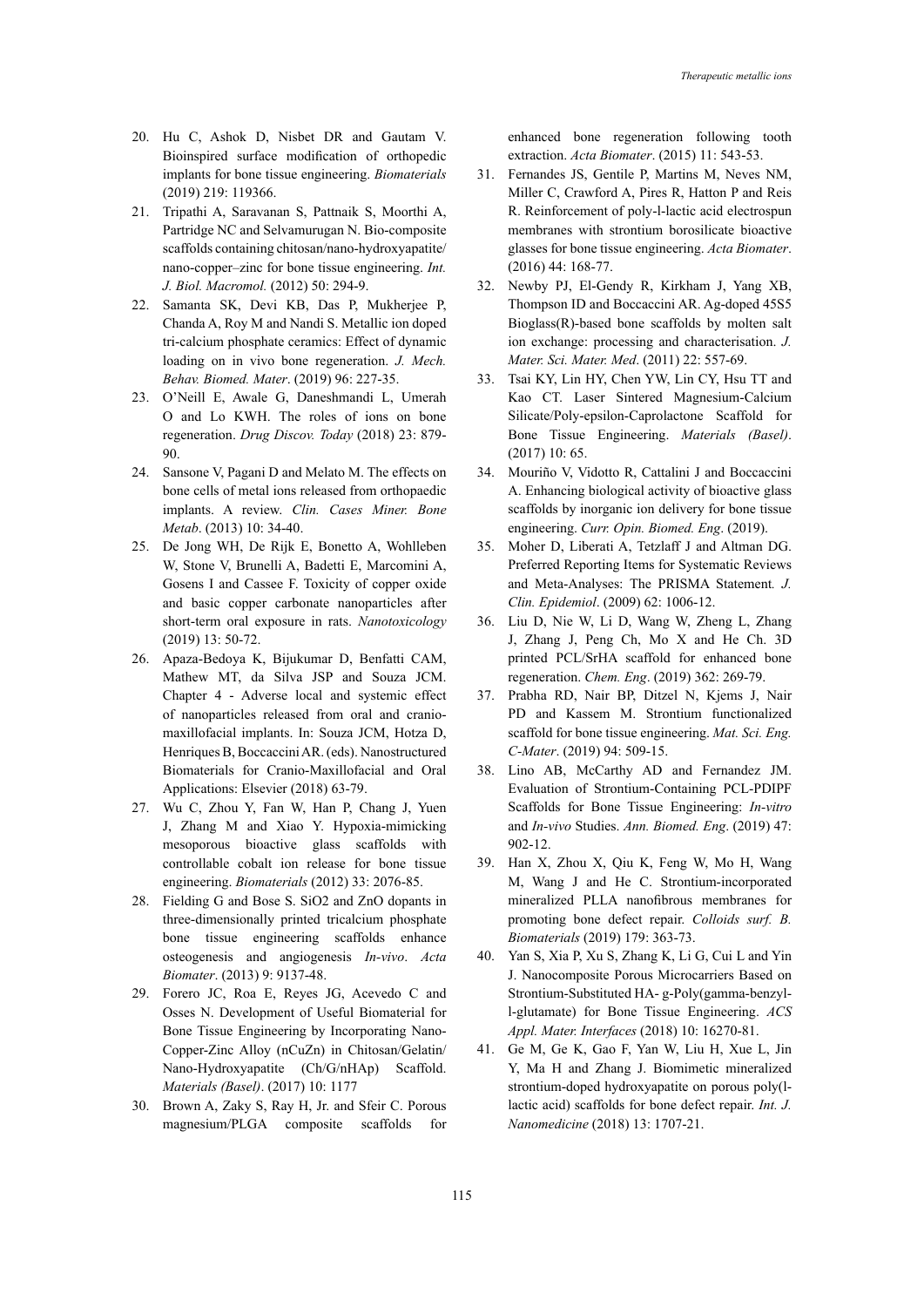20. Hu C, Ashok D, Nisbet DR and Gautam V. Bioinspired surface modification of orthopedic implants for bone tissue engineering. *Biomaterials* (2019) 219: 119366.
21. Tripathi A, Saravanan S, Pattnaik S, Moorthi A, Partridge NC and Selvamurugan N. Bio-composite scaffolds containing chitosan/nano-hydroxyapatite/nano-copper–zinc for bone tissue engineering. *Int. J. Biol. Macromol.* (2012) 50: 294-9.
22. Samanta SK, Devi KB, Das P, Mukherjee P, Chanda A, Roy M and Nandi S. Metallic ion doped tri-calcium phosphate ceramics: Effect of dynamic loading on in vivo bone regeneration. *J. Mech. Behav. Biomed. Mater*. (2019) 96: 227-35.
23. O'Neill E, Awale G, Daneshmandi L, Umerah O and Lo KWH. The roles of ions on bone regeneration. *Drug Discov. Today* (2018) 23: 879-90.
24. Sansone V, Pagani D and Melato M. The effects on bone cells of metal ions released from orthopaedic implants. A review. *Clin. Cases Miner. Bone Metab*. (2013) 10: 34-40.
25. De Jong WH, De Rijk E, Bonetto A, Wohlleben W, Stone V, Brunelli A, Badetti E, Marcomini A, Gosens I and Cassee F. Toxicity of copper oxide and basic copper carbonate nanoparticles after short-term oral exposure in rats. *Nanotoxicology* (2019) 13: 50-72.
26. Apaza-Bedoya K, Bijukumar D, Benfatti CAM, Mathew MT, da Silva JSP and Souza JCM. Chapter 4 - Adverse local and systemic effect of nanoparticles released from oral and cranio-maxillofacial implants. In: Souza JCM, Hotza D, Henriques B, Boccaccini AR. (eds). Nanostructured Biomaterials for Cranio-Maxillofacial and Oral Applications: Elsevier (2018) 63-79.
27. Wu C, Zhou Y, Fan W, Han P, Chang J, Yuen J, Zhang M and Xiao Y. Hypoxia-mimicking mesoporous bioactive glass scaffolds with controllable cobalt ion release for bone tissue engineering. *Biomaterials* (2012) 33: 2076-85.
28. Fielding G and Bose S. SiO2 and ZnO dopants in three-dimensionally printed tricalcium phosphate bone tissue engineering scaffolds enhance osteogenesis and angiogenesis *In-vivo*. *Acta Biomater*. (2013) 9: 9137-48.
29. Forero JC, Roa E, Reyes JG, Acevedo C and Osses N. Development of Useful Biomaterial for Bone Tissue Engineering by Incorporating Nano-Copper-Zinc Alloy (nCuZn) in Chitosan/Gelatin/Nano-Hydroxyapatite (Ch/G/nHAp) Scaffold. *Materials (Basel)*. (2017) 10: 1177
30. Brown A, Zaky S, Ray H, Jr. and Sfeir C. Porous magnesium/PLGA composite scaffolds for enhanced bone regeneration following tooth extraction. *Acta Biomater*. (2015) 11: 543-53.
31. Fernandes JS, Gentile P, Martins M, Neves NM, Miller C, Crawford A, Pires R, Hatton P and Reis R. Reinforcement of poly-l-lactic acid electrospun membranes with strontium borosilicate bioactive glasses for bone tissue engineering. *Acta Biomater*. (2016) 44: 168-77.
32. Newby PJ, El-Gendy R, Kirkham J, Yang XB, Thompson ID and Boccaccini AR. Ag-doped 45S5 Bioglass(R)-based bone scaffolds by molten salt ion exchange: processing and characterisation. *J. Mater. Sci. Mater. Med*. (2011) 22: 557-69.
33. Tsai KY, Lin HY, Chen YW, Lin CY, Hsu TT and Kao CT. Laser Sintered Magnesium-Calcium Silicate/Poly-epsilon-Caprolactone Scaffold for Bone Tissue Engineering. *Materials (Basel)*. (2017) 10: 65.
34. Mouriño V, Vidotto R, Cattalini J and Boccaccini A. Enhancing biological activity of bioactive glass scaffolds by inorganic ion delivery for bone tissue engineering. *Curr. Opin. Biomed. Eng*. (2019).
35. Moher D, Liberati A, Tetzlaff J and Altman DG. Preferred Reporting Items for Systematic Reviews and Meta-Analyses: The PRISMA Statement. *J. Clin. Epidemiol*. (2009) 62: 1006-12.
36. Liu D, Nie W, Li D, Wang W, Zheng L, Zhang J, Zhang J, Peng Ch, Mo X and He Ch. 3D printed PCL/SrHA scaffold for enhanced bone regeneration. *Chem. Eng*. (2019) 362: 269-79.
37. Prabha RD, Nair BP, Ditzel N, Kjems J, Nair PD and Kassem M. Strontium functionalized scaffold for bone tissue engineering. *Mat. Sci. Eng. C-Mater*. (2019) 94: 509-15.
38. Lino AB, McCarthy AD and Fernandez JM. Evaluation of Strontium-Containing PCL-PDIPF Scaffolds for Bone Tissue Engineering: *In-vitro* and *In-vivo* Studies. *Ann. Biomed. Eng*. (2019) 47: 902-12.
39. Han X, Zhou X, Qiu K, Feng W, Mo H, Wang M, Wang J and He C. Strontium-incorporated mineralized PLLA nanofibrous membranes for promoting bone defect repair. *Colloids surf. B. Biomaterials* (2019) 179: 363-73.
40. Yan S, Xia P, Xu S, Zhang K, Li G, Cui L and Yin J. Nanocomposite Porous Microcarriers Based on Strontium-Substituted HA- g-Poly(gamma-benzyl-l-glutamate) for Bone Tissue Engineering. *ACS Appl. Mater. Interfaces* (2018) 10: 16270-81.
41. Ge M, Ge K, Gao F, Yan W, Liu H, Xue L, Jin Y, Ma H and Zhang J. Biomimetic mineralized strontium-doped hydroxyapatite on porous poly(l-lactic acid) scaffolds for bone defect repair. *Int. J. Nanomedicine* (2018) 13: 1707-21.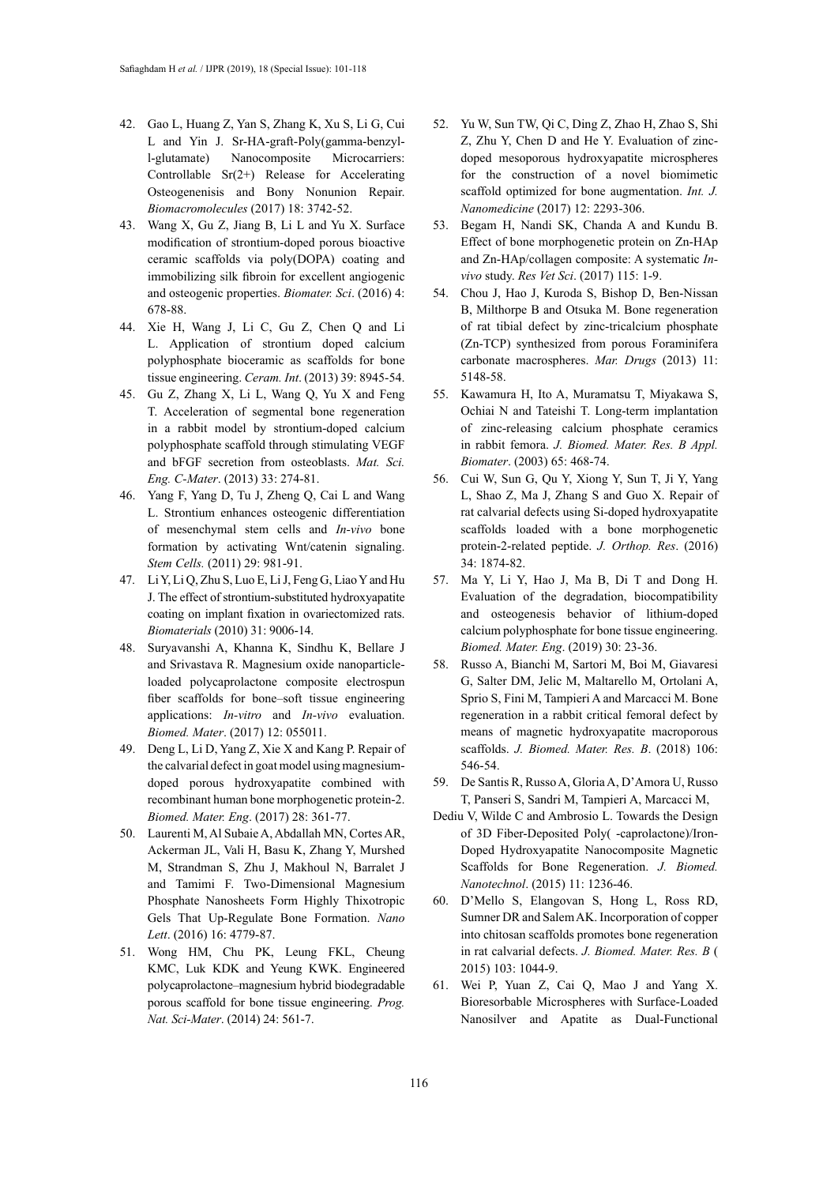42. Gao L, Huang Z, Yan S, Zhang K, Xu S, Li G, Cui L and Yin J. Sr-HA-graft-Poly(gamma-benzyl-l-glutamate) Nanocomposite Microcarriers: Controllable Sr(2+) Release for Accelerating Osteogenenisis and Bony Nonunion Repair. *Biomacromolecules* (2017) 18: 3742-52.
43. Wang X, Gu Z, Jiang B, Li L and Yu X. Surface modification of strontium-doped porous bioactive ceramic scaffolds via poly(DOPA) coating and immobilizing silk fibroin for excellent angiogenic and osteogenic properties. *Biomater. Sci*. (2016) 4: 678-88.
44. Xie H, Wang J, Li C, Gu Z, Chen Q and Li L. Application of strontium doped calcium polyphosphate bioceramic as scaffolds for bone tissue engineering. *Ceram. Int*. (2013) 39: 8945-54.
45. Gu Z, Zhang X, Li L, Wang Q, Yu X and Feng T. Acceleration of segmental bone regeneration in a rabbit model by strontium-doped calcium polyphosphate scaffold through stimulating VEGF and bFGF secretion from osteoblasts. *Mat. Sci. Eng. C-Mater*. (2013) 33: 274-81.
46. Yang F, Yang D, Tu J, Zheng Q, Cai L and Wang L. Strontium enhances osteogenic differentiation of mesenchymal stem cells and *In-vivo* bone formation by activating Wnt/catenin signaling. *Stem Cells.* (2011) 29: 981-91.
47. Li Y, Li Q, Zhu S, Luo E, Li J, Feng G, Liao Y and Hu J. The effect of strontium-substituted hydroxyapatite coating on implant fixation in ovariectomized rats. *Biomaterials* (2010) 31: 9006-14.
48. Suryavanshi A, Khanna K, Sindhu K, Bellare J and Srivastava R. Magnesium oxide nanoparticle-loaded polycaprolactone composite electrospun fiber scaffolds for bone–soft tissue engineering applications: *In-vitro* and *In-vivo* evaluation. *Biomed. Mater*. (2017) 12: 055011.
49. Deng L, Li D, Yang Z, Xie X and Kang P. Repair of the calvarial defect in goat model using magnesium-doped porous hydroxyapatite combined with recombinant human bone morphogenetic protein-2. *Biomed. Mater. Eng*. (2017) 28: 361-77.
50. Laurenti M, Al Subaie A, Abdallah MN, Cortes AR, Ackerman JL, Vali H, Basu K, Zhang Y, Murshed M, Strandman S, Zhu J, Makhoul N, Barralet J and Tamimi F. Two-Dimensional Magnesium Phosphate Nanosheets Form Highly Thixotropic Gels That Up-Regulate Bone Formation. *Nano Lett*. (2016) 16: 4779-87.
51. Wong HM, Chu PK, Leung FKL, Cheung KMC, Luk KDK and Yeung KWK. Engineered polycaprolactone–magnesium hybrid biodegradable porous scaffold for bone tissue engineering. *Prog. Nat. Sci-Mater*. (2014) 24: 561-7.
52. Yu W, Sun TW, Qi C, Ding Z, Zhao H, Zhao S, Shi Z, Zhu Y, Chen D and He Y. Evaluation of zinc-doped mesoporous hydroxyapatite microspheres for the construction of a novel biomimetic scaffold optimized for bone augmentation. *Int. J. Nanomedicine* (2017) 12: 2293-306.
53. Begam H, Nandi SK, Chanda A and Kundu B. Effect of bone morphogenetic protein on Zn-HAp and Zn-HAp/collagen composite: A systematic *In-vivo* study. *Res Vet Sci*. (2017) 115: 1-9.
54. Chou J, Hao J, Kuroda S, Bishop D, Ben-Nissan B, Milthorpe B and Otsuka M. Bone regeneration of rat tibial defect by zinc-tricalcium phosphate (Zn-TCP) synthesized from porous Foraminifera carbonate macrospheres. *Mar. Drugs* (2013) 11: 5148-58.
55. Kawamura H, Ito A, Muramatsu T, Miyakawa S, Ochiai N and Tateishi T. Long-term implantation of zinc-releasing calcium phosphate ceramics in rabbit femora. *J. Biomed. Mater. Res. B Appl. Biomater*. (2003) 65: 468-74.
56. Cui W, Sun G, Qu Y, Xiong Y, Sun T, Ji Y, Yang L, Shao Z, Ma J, Zhang S and Guo X. Repair of rat calvarial defects using Si-doped hydroxyapatite scaffolds loaded with a bone morphogenetic protein-2-related peptide. *J. Orthop. Res*. (2016) 34: 1874-82.
57. Ma Y, Li Y, Hao J, Ma B, Di T and Dong H. Evaluation of the degradation, biocompatibility and osteogenesis behavior of lithium-doped calcium polyphosphate for bone tissue engineering. *Biomed. Mater. Eng*. (2019) 30: 23-36.
58. Russo A, Bianchi M, Sartori M, Boi M, Giavaresi G, Salter DM, Jelic M, Maltarello M, Ortolani A, Sprio S, Fini M, Tampieri A and Marcacci M. Bone regeneration in a rabbit critical femoral defect by means of magnetic hydroxyapatite macroporous scaffolds. *J. Biomed. Mater. Res. B*. (2018) 106: 546-54.
59. De Santis R, Russo A, Gloria A, D'Amora U, Russo T, Panseri S, Sandri M, Tampieri A, Marcacci M, Dediu V, Wilde C and Ambrosio L. Towards the Design of 3D Fiber-Deposited Poly( -caprolactone)/Iron-Doped Hydroxyapatite Nanocomposite Magnetic Scaffolds for Bone Regeneration. *J. Biomed. Nanotechnol*. (2015) 11: 1236-46.
60. D'Mello S, Elangovan S, Hong L, Ross RD, Sumner DR and Salem AK. Incorporation of copper into chitosan scaffolds promotes bone regeneration in rat calvarial defects. *J. Biomed. Mater. Res. B* ( 2015) 103: 1044-9.
61. Wei P, Yuan Z, Cai Q, Mao J and Yang X. Bioresorbable Microspheres with Surface-Loaded Nanosilver and Apatite as Dual-Functional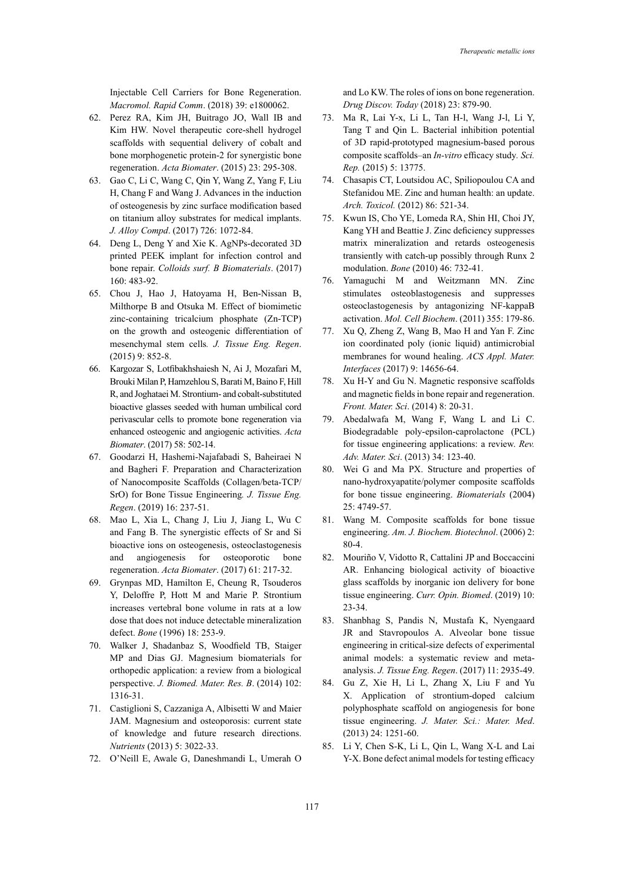Injectable Cell Carriers for Bone Regeneration. *Macromol. Rapid Comm*. (2018) 39: e1800062.

62. Perez RA, Kim JH, Buitrago JO, Wall IB and Kim HW. Novel therapeutic core-shell hydrogel scaffolds with sequential delivery of cobalt and bone morphogenetic protein-2 for synergistic bone regeneration. *Acta Biomater*. (2015) 23: 295-308.
63. Gao C, Li C, Wang C, Qin Y, Wang Z, Yang F, Liu H, Chang F and Wang J. Advances in the induction of osteogenesis by zinc surface modification based on titanium alloy substrates for medical implants. *J. Alloy Compd*. (2017) 726: 1072-84.
64. Deng L, Deng Y and Xie K. AgNPs-decorated 3D printed PEEK implant for infection control and bone repair. *Colloids surf. B Biomaterials*. (2017) 160: 483-92.
65. Chou J, Hao J, Hatoyama H, Ben-Nissan B, Milthorpe B and Otsuka M. Effect of biomimetic zinc-containing tricalcium phosphate (Zn-TCP) on the growth and osteogenic differentiation of mesenchymal stem cells. *J. Tissue Eng. Regen*. (2015) 9: 852-8.
66. Kargozar S, Lotfibakhshaiesh N, Ai J, Mozafari M, Brouki Milan P, Hamzehlou S, Barati M, Baino F, Hill R, and Joghataei M. Strontium- and cobalt-substituted bioactive glasses seeded with human umbilical cord perivascular cells to promote bone regeneration via enhanced osteogenic and angiogenic activities. *Acta Biomater*. (2017) 58: 502-14.
67. Goodarzi H, Hashemi-Najafabadi S, Baheiraei N and Bagheri F. Preparation and Characterization of Nanocomposite Scaffolds (Collagen/beta-TCP/SrO) for Bone Tissue Engineering. *J. Tissue Eng. Regen*. (2019) 16: 237-51.
68. Mao L, Xia L, Chang J, Liu J, Jiang L, Wu C and Fang B. The synergistic effects of Sr and Si bioactive ions on osteogenesis, osteoclastogenesis and angiogenesis for osteoporotic bone regeneration. *Acta Biomater*. (2017) 61: 217-32.
69. Grynpas MD, Hamilton E, Cheung R, Tsouderos Y, Deloffre P, Hott M and Marie P. Strontium increases vertebral bone volume in rats at a low dose that does not induce detectable mineralization defect. *Bone* (1996) 18: 253-9.
70. Walker J, Shadanbaz S, Woodfield TB, Staiger MP and Dias GJ. Magnesium biomaterials for orthopedic application: a review from a biological perspective. *J. Biomed. Mater. Res. B*. (2014) 102: 1316-31.
71. Castiglioni S, Cazzaniga A, Albisetti W and Maier JAM. Magnesium and osteoporosis: current state of knowledge and future research directions. *Nutrients* (2013) 5: 3022-33.
72. O'Neill E, Awale G, Daneshmandi L, Umerah O and Lo KW. The roles of ions on bone regeneration. *Drug Discov. Today* (2018) 23: 879-90.
73. Ma R, Lai Y-x, Li L, Tan H-l, Wang J-l, Li Y, Tang T and Qin L. Bacterial inhibition potential of 3D rapid-prototyped magnesium-based porous composite scaffolds–an *In-vitro* efficacy study. *Sci. Rep.* (2015) 5: 13775.
74. Chasapis CT, Loutsidou AC, Spiliopoulou CA and Stefanidou ME. Zinc and human health: an update. *Arch. Toxicol.* (2012) 86: 521-34.
75. Kwun IS, Cho YE, Lomeda RA, Shin HI, Choi JY, Kang YH and Beattie J. Zinc deficiency suppresses matrix mineralization and retards osteogenesis transiently with catch-up possibly through Runx 2 modulation. *Bone* (2010) 46: 732-41.
76. Yamaguchi M and Weitzmann MN. Zinc stimulates osteoblastogenesis and suppresses osteoclastogenesis by antagonizing NF-kappaB activation. *Mol. Cell Biochem*. (2011) 355: 179-86.
77. Xu Q, Zheng Z, Wang B, Mao H and Yan F. Zinc ion coordinated poly (ionic liquid) antimicrobial membranes for wound healing. *ACS Appl. Mater. Interfaces* (2017) 9: 14656-64.
78. Xu H-Y and Gu N. Magnetic responsive scaffolds and magnetic fields in bone repair and regeneration. *Front. Mater. Sci*. (2014) 8: 20-31.
79. Abedalwafa M, Wang F, Wang L and Li C. Biodegradable poly-epsilon-caprolactone (PCL) for tissue engineering applications: a review. *Rev. Adv. Mater. Sci*. (2013) 34: 123-40.
80. Wei G and Ma PX. Structure and properties of nano-hydroxyapatite/polymer composite scaffolds for bone tissue engineering. *Biomaterials* (2004) 25: 4749-57.
81. Wang M. Composite scaffolds for bone tissue engineering. *Am. J. Biochem. Biotechnol*. (2006) 2: 80-4.
82. Mouriño V, Vidotto R, Cattalini JP and Boccaccini AR. Enhancing biological activity of bioactive glass scaffolds by inorganic ion delivery for bone tissue engineering. *Curr. Opin. Biomed*. (2019) 10: 23-34.
83. Shanbhag S, Pandis N, Mustafa K, Nyengaard JR and Stavropoulos A. Alveolar bone tissue engineering in critical-size defects of experimental animal models: a systematic review and meta-analysis. *J. Tissue Eng. Regen*. (2017) 11: 2935-49.
84. Gu Z, Xie H, Li L, Zhang X, Liu F and Yu X. Application of strontium-doped calcium polyphosphate scaffold on angiogenesis for bone tissue engineering. *J. Mater. Sci.: Mater. Med*. (2013) 24: 1251-60.
85. Li Y, Chen S-K, Li L, Qin L, Wang X-L and Lai Y-X. Bone defect animal models for testing efficacy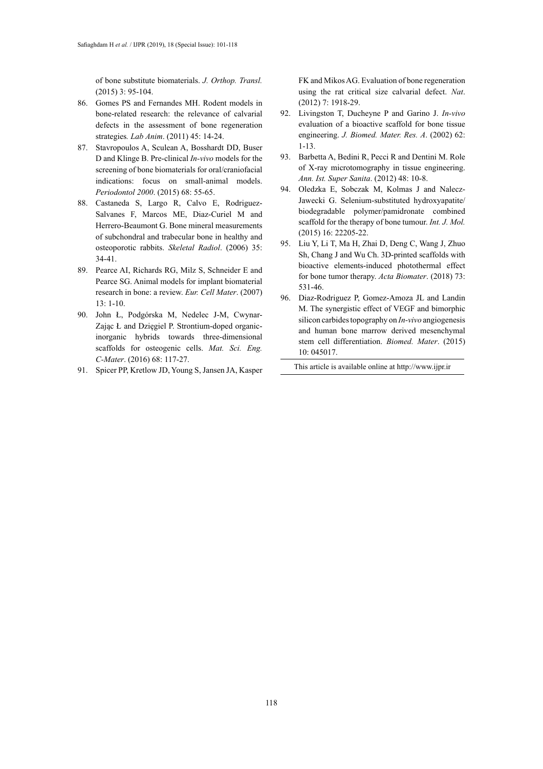of bone substitute biomaterials. *J. Orthop. Transl.* (2015) 3: 95-104.

86. Gomes PS and Fernandes MH. Rodent models in bone-related research: the relevance of calvarial defects in the assessment of bone regeneration strategies*. Lab Anim*. (2011) 45: 14-24.
87. Stavropoulos A, Sculean A, Bosshardt DD, Buser D and Klinge B. Pre-clinical *In-vivo* models for the screening of bone biomaterials for oral/craniofacial indications: focus on small-animal models. *Periodontol 2000*. (2015) 68: 55-65.
88. Castaneda S, Largo R, Calvo E, Rodriguez-Salvanes F, Marcos ME, Diaz-Curiel M and Herrero-Beaumont G. Bone mineral measurements of subchondral and trabecular bone in healthy and osteoporotic rabbits. *Skeletal Radiol*. (2006) 35: 34-41.
89. Pearce AI, Richards RG, Milz S, Schneider E and Pearce SG. Animal models for implant biomaterial research in bone: a review. *Eur. Cell Mater*. (2007) 13: 1-10.
90. John Ł, Podgórska M, Nedelec J-M, Cwynar-Zając Ł and Dzięgiel P. Strontium-doped organic-inorganic hybrids towards three-dimensional scaffolds for osteogenic cells. *Mat. Sci. Eng. C-Mater*. (2016) 68: 117-27.
91. Spicer PP, Kretlow JD, Young S, Jansen JA, Kasper FK and Mikos AG. Evaluation of bone regeneration using the rat critical size calvarial defect. *Nat*. (2012) 7: 1918-29.
92. Livingston T, Ducheyne P and Garino J. *In-vivo* evaluation of a bioactive scaffold for bone tissue engineering. *J. Biomed. Mater. Res. A*. (2002) 62: 1-13.
93. Barbetta A, Bedini R, Pecci R and Dentini M. Role of X-ray microtomography in tissue engineering. *Ann. Ist. Super Sanita*. (2012) 48: 10-8.
94. Oledzka E, Sobczak M, Kolmas J and Nalecz-Jawecki G. Selenium-substituted hydroxyapatite/biodegradable polymer/pamidronate combined scaffold for the therapy of bone tumour. *Int. J. Mol.* (2015) 16: 22205-22.
95. Liu Y, Li T, Ma H, Zhai D, Deng C, Wang J, Zhuo Sh, Chang J and Wu Ch. 3D-printed scaffolds with bioactive elements-induced photothermal effect for bone tumor therapy. *Acta Biomater*. (2018) 73: 531-46.
96. Diaz-Rodriguez P, Gomez-Amoza JL and Landin M. The synergistic effect of VEGF and bimorphic silicon carbides topography on *In-vivo* angiogenesis and human bone marrow derived mesenchymal stem cell differentiation. *Biomed. Mater*. (2015) 10: 045017.

This article is available online at http://www.ijpr.ir